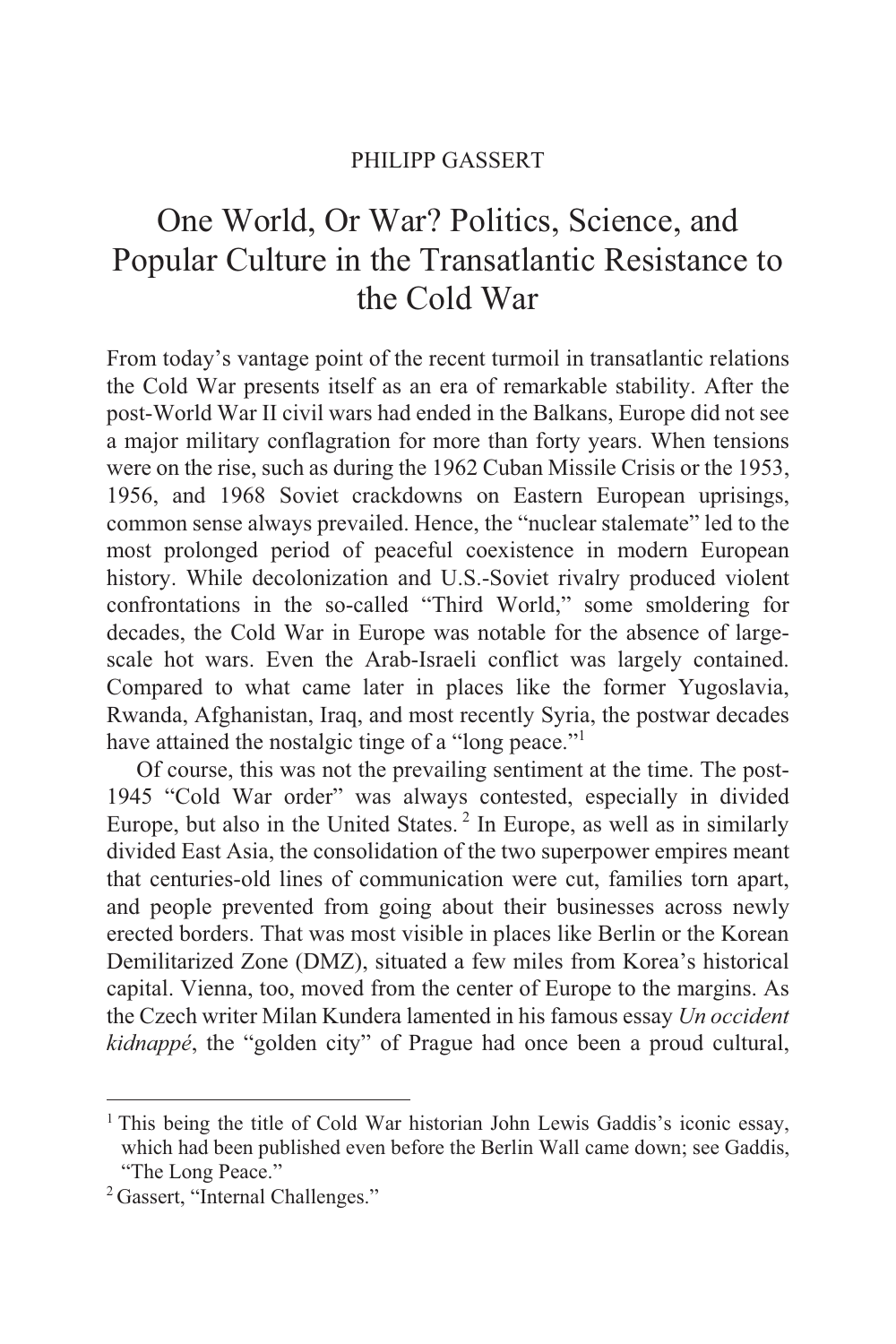PHILIPP GASSERT

# One World, Or War? Politics, Science, and Popular Culture in the Transatlantic Resistance to the Cold War

From today's vantage point of the recent turmoil in transatlantic relations the Cold War presents itself as an era of remarkable stability. After the post-World War II civil wars had ended in the Balkans, Europe did not see a major military conflagration for more than forty years. When tensions were on the rise, such as during the 1962 Cuban Missile Crisis or the 1953, 1956, and 1968 Soviet crackdowns on Eastern European uprisings, common sense always prevailed. Hence, the "nuclear stalemate" led to the most prolonged period of peaceful coexistence in modern European history. While decolonization and U.S.-Soviet rivalry produced violent confrontations in the so-called "Third World," some smoldering for decades, the Cold War in Europe was notable for the absence of large-scale hot wars. Even the Arab-Israeli conflict was largely contained. Compared to what came later in places like the former Yugoslavia, Rwanda, Afghanistan, Iraq, and most recently Syria, the postwar decades have attained the nostalgic tinge of a "long peace."[1]

Of course, this was not the prevailing sentiment at the time. The post-1945 "Cold War order" was always contested, especially in divided Europe, but also in the United States.[2] In Europe, as well as in similarly divided East Asia, the consolidation of the two superpower empires meant that centuries-old lines of communication were cut, families torn apart, and people prevented from going about their businesses across newly erected borders. That was most visible in places like Berlin or the Korean Demilitarized Zone (DMZ), situated a few miles from Korea's historical capital. Vienna, too, moved from the center of Europe to the margins. As the Czech writer Milan Kundera lamented in his famous essay *Un occident kidnappé*, the "golden city" of Prague had once been a proud cultural,

---

[1] This being the title of Cold War historian John Lewis Gaddis's iconic essay, which had been published even before the Berlin Wall came down; see Gaddis, "The Long Peace."

[2] Gassert, "Internal Challenges."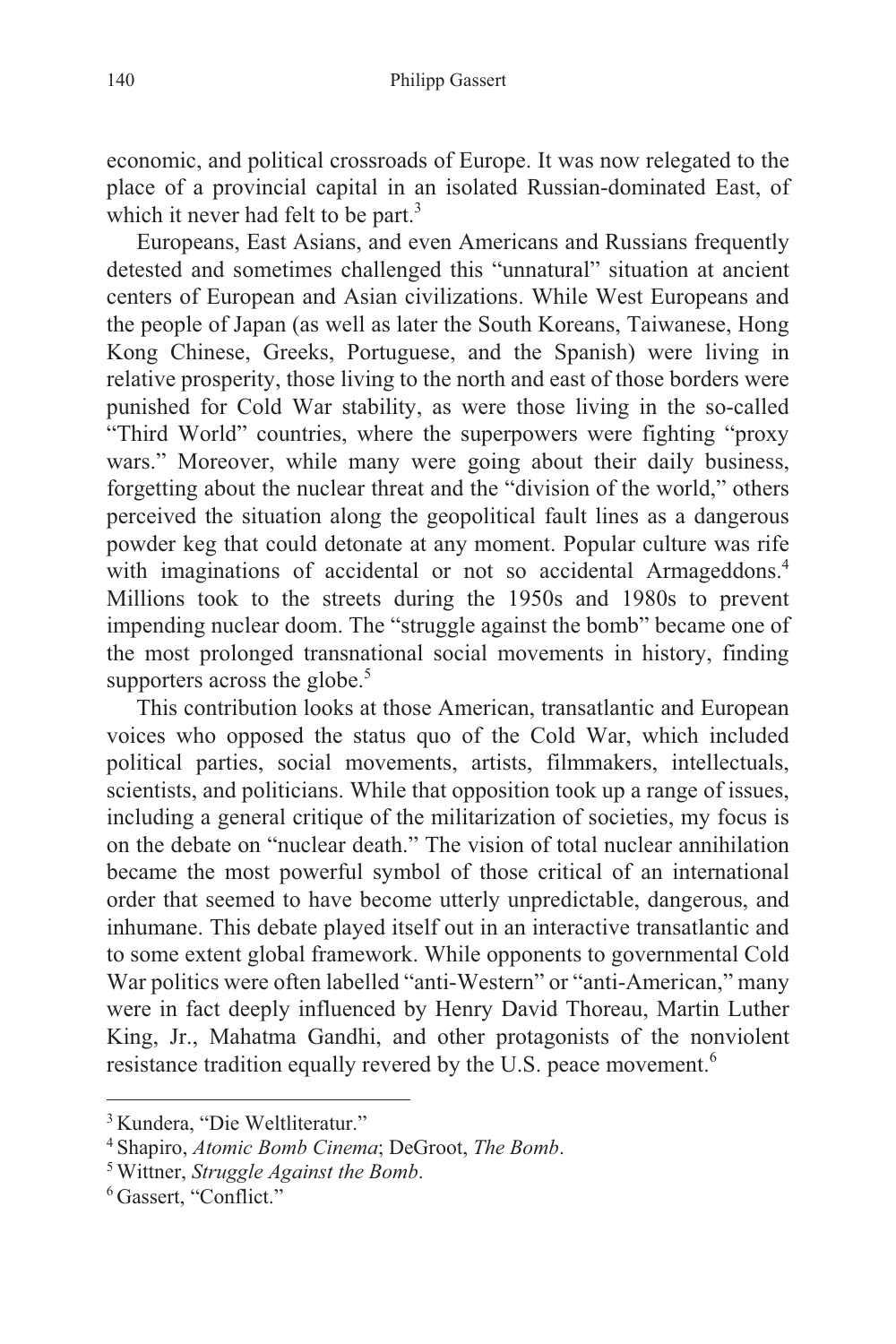economic, and political crossroads of Europe. It was now relegated to the place of a provincial capital in an isolated Russian-dominated East, of which it never had felt to be part.[3]

Europeans, East Asians, and even Americans and Russians frequently detested and sometimes challenged this "unnatural" situation at ancient centers of European and Asian civilizations. While West Europeans and the people of Japan (as well as later the South Koreans, Taiwanese, Hong Kong Chinese, Greeks, Portuguese, and the Spanish) were living in relative prosperity, those living to the north and east of those borders were punished for Cold War stability, as were those living in the so-called "Third World" countries, where the superpowers were fighting "proxy wars." Moreover, while many were going about their daily business, forgetting about the nuclear threat and the "division of the world," others perceived the situation along the geopolitical fault lines as a dangerous powder keg that could detonate at any moment. Popular culture was rife with imaginations of accidental or not so accidental Armageddons.[4] Millions took to the streets during the 1950s and 1980s to prevent impending nuclear doom. The "struggle against the bomb" became one of the most prolonged transnational social movements in history, finding supporters across the globe.[5]

This contribution looks at those American, transatlantic and European voices who opposed the status quo of the Cold War, which included political parties, social movements, artists, filmmakers, intellectuals, scientists, and politicians. While that opposition took up a range of issues, including a general critique of the militarization of societies, my focus is on the debate on "nuclear death." The vision of total nuclear annihilation became the most powerful symbol of those critical of an international order that seemed to have become utterly unpredictable, dangerous, and inhumane. This debate played itself out in an interactive transatlantic and to some extent global framework. While opponents to governmental Cold War politics were often labelled "anti-Western" or "anti-American," many were in fact deeply influenced by Henry David Thoreau, Martin Luther King, Jr., Mahatma Gandhi, and other protagonists of the nonviolent resistance tradition equally revered by the U.S. peace movement.[6]

---

[3] Kundera, "Die Weltliteratur."

[4] Shapiro, *Atomic Bomb Cinema*; DeGroot, *The Bomb*.

[5] Wittner, *Struggle Against the Bomb*.

[6] Gassert, "Conflict."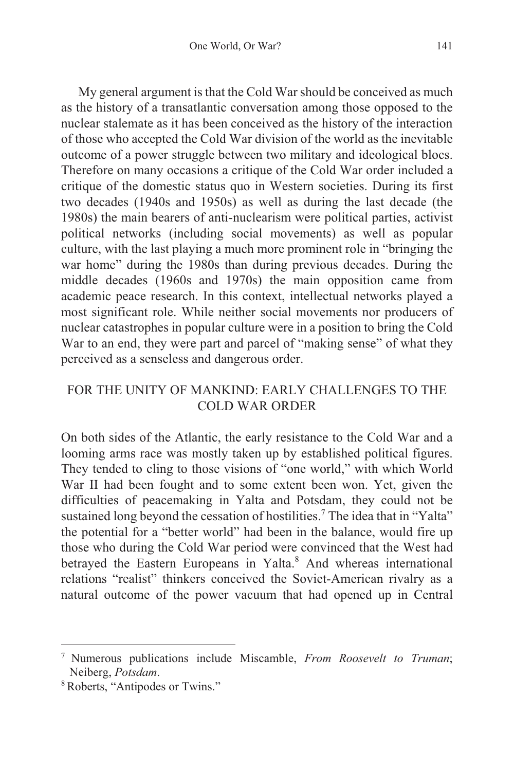My general argument is that the Cold War should be conceived as much as the history of a transatlantic conversation among those opposed to the nuclear stalemate as it has been conceived as the history of the interaction of those who accepted the Cold War division of the world as the inevitable outcome of a power struggle between two military and ideological blocs. Therefore on many occasions a critique of the Cold War order included a critique of the domestic status quo in Western societies. During its first two decades (1940s and 1950s) as well as during the last decade (the 1980s) the main bearers of anti-nuclearism were political parties, activist political networks (including social movements) as well as popular culture, with the last playing a much more prominent role in "bringing the war home" during the 1980s than during previous decades. During the middle decades (1960s and 1970s) the main opposition came from academic peace research. In this context, intellectual networks played a most significant role. While neither social movements nor producers of nuclear catastrophes in popular culture were in a position to bring the Cold War to an end, they were part and parcel of "making sense" of what they perceived as a senseless and dangerous order.

## FOR THE UNITY OF MANKIND: EARLY CHALLENGES TO THE COLD WAR ORDER

On both sides of the Atlantic, the early resistance to the Cold War and a looming arms race was mostly taken up by established political figures. They tended to cling to those visions of "one world," with which World War II had been fought and to some extent been won. Yet, given the difficulties of peacemaking in Yalta and Potsdam, they could not be sustained long beyond the cessation of hostilities.[7] The idea that in "Yalta" the potential for a "better world" had been in the balance, would fire up those who during the Cold War period were convinced that the West had betrayed the Eastern Europeans in Yalta.[8] And whereas international relations "realist" thinkers conceived the Soviet-American rivalry as a natural outcome of the power vacuum that had opened up in Central

---

[7] Numerous publications include Miscamble, *From Roosevelt to Truman*; Neiberg, *Potsdam*.

[8] Roberts, "Antipodes or Twins."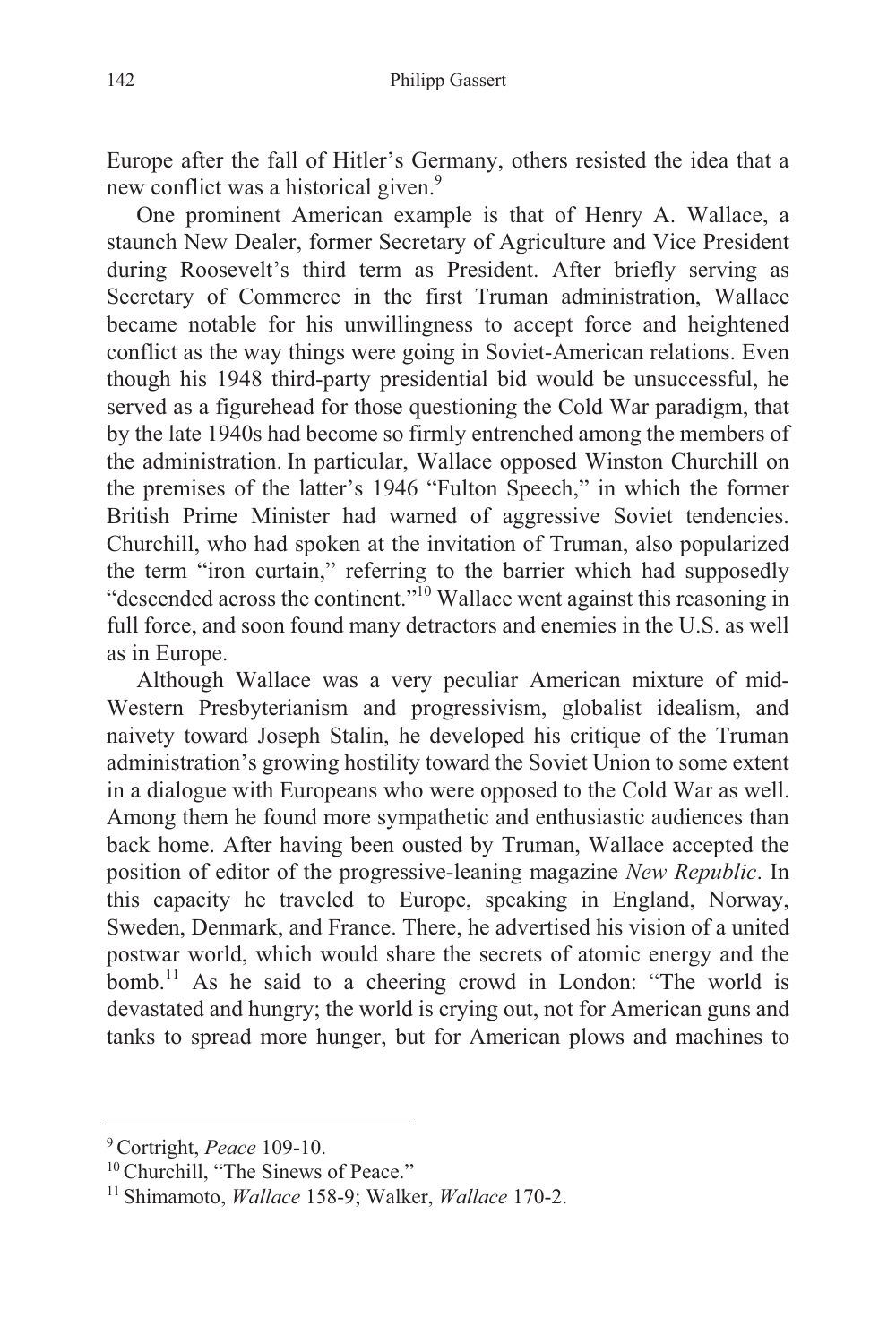Europe after the fall of Hitler's Germany, others resisted the idea that a new conflict was a historical given.[9]

One prominent American example is that of Henry A. Wallace, a staunch New Dealer, former Secretary of Agriculture and Vice President during Roosevelt's third term as President. After briefly serving as Secretary of Commerce in the first Truman administration, Wallace became notable for his unwillingness to accept force and heightened conflict as the way things were going in Soviet-American relations. Even though his 1948 third-party presidential bid would be unsuccessful, he served as a figurehead for those questioning the Cold War paradigm, that by the late 1940s had become so firmly entrenched among the members of the administration. In particular, Wallace opposed Winston Churchill on the premises of the latter's 1946 "Fulton Speech," in which the former British Prime Minister had warned of aggressive Soviet tendencies. Churchill, who had spoken at the invitation of Truman, also popularized the term "iron curtain," referring to the barrier which had supposedly "descended across the continent."[10] Wallace went against this reasoning in full force, and soon found many detractors and enemies in the U.S. as well as in Europe.

Although Wallace was a very peculiar American mixture of mid-Western Presbyterianism and progressivism, globalist idealism, and naivety toward Joseph Stalin, he developed his critique of the Truman administration's growing hostility toward the Soviet Union to some extent in a dialogue with Europeans who were opposed to the Cold War as well. Among them he found more sympathetic and enthusiastic audiences than back home. After having been ousted by Truman, Wallace accepted the position of editor of the progressive-leaning magazine *New Republic*. In this capacity he traveled to Europe, speaking in England, Norway, Sweden, Denmark, and France. There, he advertised his vision of a united postwar world, which would share the secrets of atomic energy and the bomb.[11] As he said to a cheering crowd in London: "The world is devastated and hungry; the world is crying out, not for American guns and tanks to spread more hunger, but for American plows and machines to

---

[9] Cortright, *Peace* 109-10.

[10] Churchill, "The Sinews of Peace."

[11] Shimamoto, *Wallace* 158-9; Walker, *Wallace* 170-2.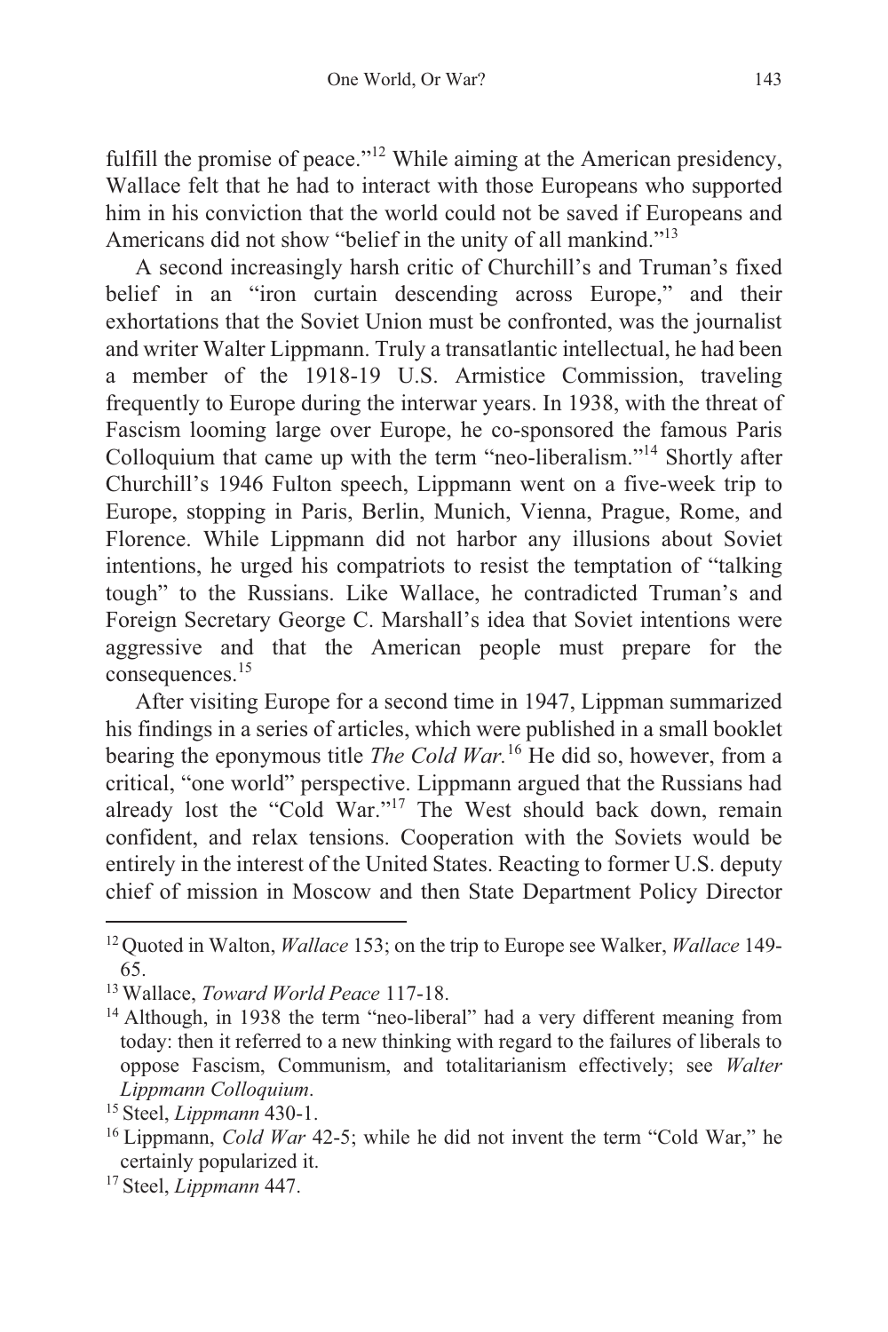fulfill the promise of peace."[12] While aiming at the American presidency, Wallace felt that he had to interact with those Europeans who supported him in his conviction that the world could not be saved if Europeans and Americans did not show "belief in the unity of all mankind."[13]

A second increasingly harsh critic of Churchill's and Truman's fixed belief in an "iron curtain descending across Europe," and their exhortations that the Soviet Union must be confronted, was the journalist and writer Walter Lippmann. Truly a transatlantic intellectual, he had been a member of the 1918-19 U.S. Armistice Commission, traveling frequently to Europe during the interwar years. In 1938, with the threat of Fascism looming large over Europe, he co-sponsored the famous Paris Colloquium that came up with the term "neo-liberalism."[14] Shortly after Churchill's 1946 Fulton speech, Lippmann went on a five-week trip to Europe, stopping in Paris, Berlin, Munich, Vienna, Prague, Rome, and Florence. While Lippmann did not harbor any illusions about Soviet intentions, he urged his compatriots to resist the temptation of "talking tough" to the Russians. Like Wallace, he contradicted Truman's and Foreign Secretary George C. Marshall's idea that Soviet intentions were aggressive and that the American people must prepare for the consequences.[15]

After visiting Europe for a second time in 1947, Lippman summarized his findings in a series of articles, which were published in a small booklet bearing the eponymous title *The Cold War.*[16] He did so, however, from a critical, "one world" perspective. Lippmann argued that the Russians had already lost the "Cold War."[17] The West should back down, remain confident, and relax tensions. Cooperation with the Soviets would be entirely in the interest of the United States. Reacting to former U.S. deputy chief of mission in Moscow and then State Department Policy Director

---

[12] Quoted in Walton, *Wallace* 153; on the trip to Europe see Walker, *Wallace* 149-65.

[13] Wallace, *Toward World Peace* 117-18.

[14] Although, in 1938 the term "neo-liberal" had a very different meaning from today: then it referred to a new thinking with regard to the failures of liberals to oppose Fascism, Communism, and totalitarianism effectively; see *Walter Lippmann Colloquium*.

[15] Steel, *Lippmann* 430-1.

[16] Lippmann, *Cold War* 42-5; while he did not invent the term "Cold War," he certainly popularized it.

[17] Steel, *Lippmann* 447.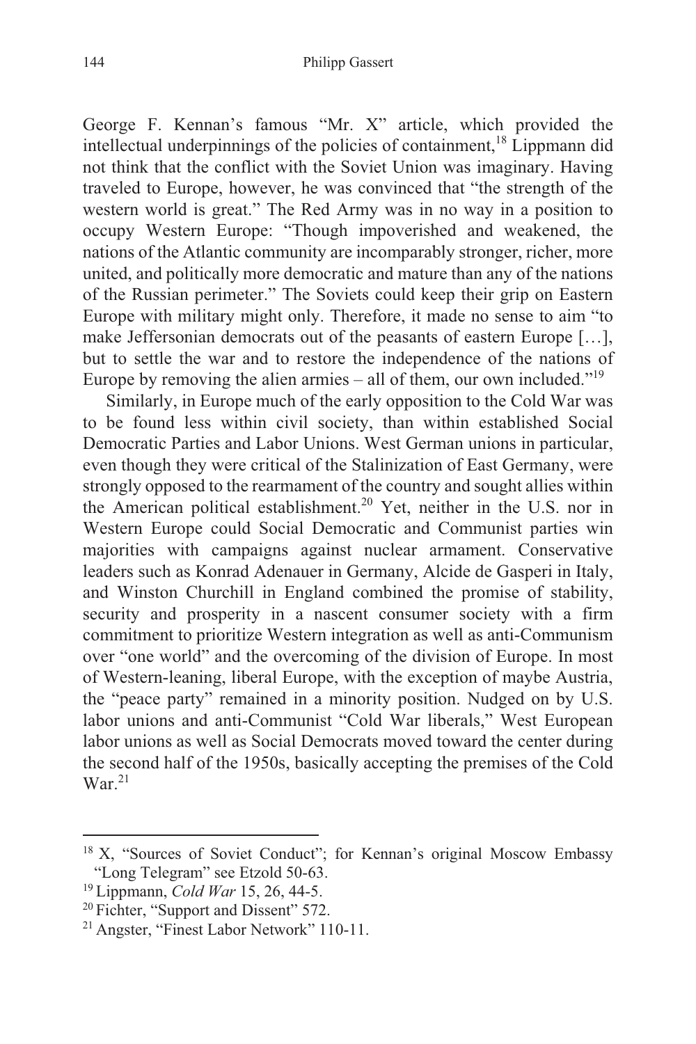George F. Kennan's famous "Mr. X" article, which provided the intellectual underpinnings of the policies of containment,[18] Lippmann did not think that the conflict with the Soviet Union was imaginary. Having traveled to Europe, however, he was convinced that "the strength of the western world is great." The Red Army was in no way in a position to occupy Western Europe: "Though impoverished and weakened, the nations of the Atlantic community are incomparably stronger, richer, more united, and politically more democratic and mature than any of the nations of the Russian perimeter." The Soviets could keep their grip on Eastern Europe with military might only. Therefore, it made no sense to aim "to make Jeffersonian democrats out of the peasants of eastern Europe […], but to settle the war and to restore the independence of the nations of Europe by removing the alien armies – all of them, our own included."[19]

Similarly, in Europe much of the early opposition to the Cold War was to be found less within civil society, than within established Social Democratic Parties and Labor Unions. West German unions in particular, even though they were critical of the Stalinization of East Germany, were strongly opposed to the rearmament of the country and sought allies within the American political establishment.[20] Yet, neither in the U.S. nor in Western Europe could Social Democratic and Communist parties win majorities with campaigns against nuclear armament. Conservative leaders such as Konrad Adenauer in Germany, Alcide de Gasperi in Italy, and Winston Churchill in England combined the promise of stability, security and prosperity in a nascent consumer society with a firm commitment to prioritize Western integration as well as anti-Communism over "one world" and the overcoming of the division of Europe. In most of Western-leaning, liberal Europe, with the exception of maybe Austria, the "peace party" remained in a minority position. Nudged on by U.S. labor unions and anti-Communist "Cold War liberals," West European labor unions as well as Social Democrats moved toward the center during the second half of the 1950s, basically accepting the premises of the Cold War.[21]

---

[18] X, "Sources of Soviet Conduct"; for Kennan's original Moscow Embassy "Long Telegram" see Etzold 50-63.

[19] Lippmann, *Cold War* 15, 26, 44-5.

[20] Fichter, "Support and Dissent" 572.

[21] Angster, "Finest Labor Network" 110-11.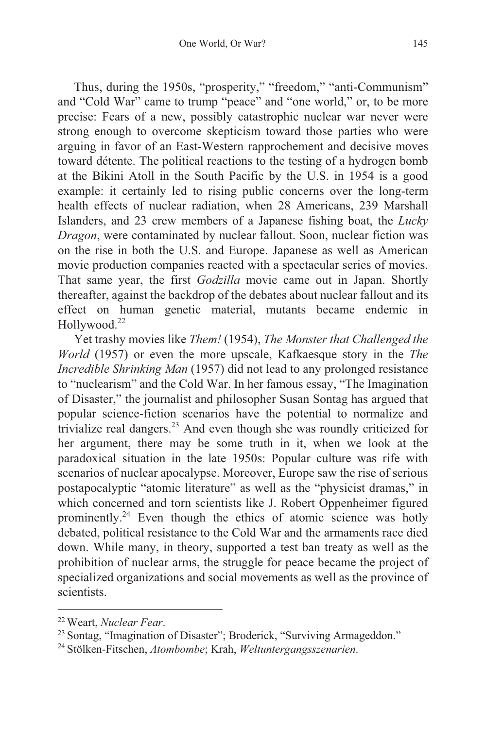Thus, during the 1950s, "prosperity," "freedom," "anti-Communism" and "Cold War" came to trump "peace" and "one world," or, to be more precise: Fears of a new, possibly catastrophic nuclear war never were strong enough to overcome skepticism toward those parties who were arguing in favor of an East-Western rapprochement and decisive moves toward détente. The political reactions to the testing of a hydrogen bomb at the Bikini Atoll in the South Pacific by the U.S. in 1954 is a good example: it certainly led to rising public concerns over the long-term health effects of nuclear radiation, when 28 Americans, 239 Marshall Islanders, and 23 crew members of a Japanese fishing boat, the *Lucky Dragon*, were contaminated by nuclear fallout. Soon, nuclear fiction was on the rise in both the U.S. and Europe. Japanese as well as American movie production companies reacted with a spectacular series of movies. That same year, the first *Godzilla* movie came out in Japan. Shortly thereafter, against the backdrop of the debates about nuclear fallout and its effect on human genetic material, mutants became endemic in Hollywood.[22]

Yet trashy movies like *Them!* (1954), *The Monster that Challenged the World* (1957) or even the more upscale, Kafkaesque story in the *The Incredible Shrinking Man* (1957) did not lead to any prolonged resistance to "nuclearism" and the Cold War. In her famous essay, "The Imagination of Disaster," the journalist and philosopher Susan Sontag has argued that popular science-fiction scenarios have the potential to normalize and trivialize real dangers.[23] And even though she was roundly criticized for her argument, there may be some truth in it, when we look at the paradoxical situation in the late 1950s: Popular culture was rife with scenarios of nuclear apocalypse. Moreover, Europe saw the rise of serious postapocalyptic "atomic literature" as well as the "physicist dramas," in which concerned and torn scientists like J. Robert Oppenheimer figured prominently.[24] Even though the ethics of atomic science was hotly debated, political resistance to the Cold War and the armaments race died down. While many, in theory, supported a test ban treaty as well as the prohibition of nuclear arms, the struggle for peace became the project of specialized organizations and social movements as well as the province of scientists.

---

[22] Weart, *Nuclear Fear*.

[23] Sontag, "Imagination of Disaster"; Broderick, "Surviving Armageddon."

[24] Stölken-Fitschen, *Atombombe*; Krah, *Weltuntergangsszenarien*.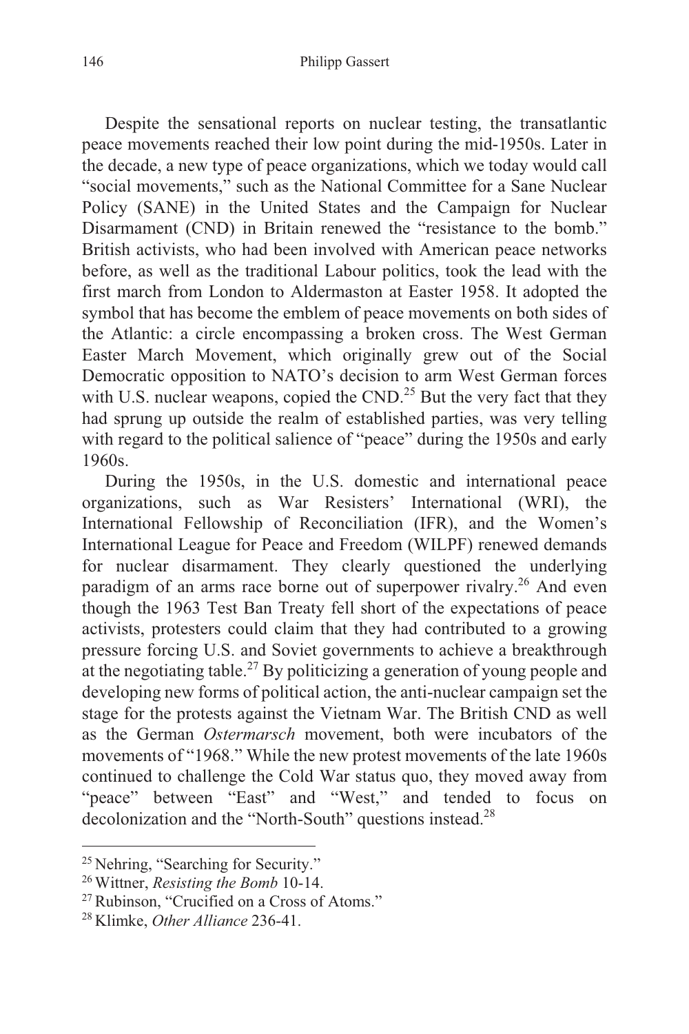Despite the sensational reports on nuclear testing, the transatlantic peace movements reached their low point during the mid-1950s. Later in the decade, a new type of peace organizations, which we today would call "social movements," such as the National Committee for a Sane Nuclear Policy (SANE) in the United States and the Campaign for Nuclear Disarmament (CND) in Britain renewed the "resistance to the bomb." British activists, who had been involved with American peace networks before, as well as the traditional Labour politics, took the lead with the first march from London to Aldermaston at Easter 1958. It adopted the symbol that has become the emblem of peace movements on both sides of the Atlantic: a circle encompassing a broken cross. The West German Easter March Movement, which originally grew out of the Social Democratic opposition to NATO's decision to arm West German forces with U.S. nuclear weapons, copied the CND.[25] But the very fact that they had sprung up outside the realm of established parties, was very telling with regard to the political salience of "peace" during the 1950s and early 1960s.

During the 1950s, in the U.S. domestic and international peace organizations, such as War Resisters' International (WRI), the International Fellowship of Reconciliation (IFR), and the Women's International League for Peace and Freedom (WILPF) renewed demands for nuclear disarmament. They clearly questioned the underlying paradigm of an arms race borne out of superpower rivalry.[26] And even though the 1963 Test Ban Treaty fell short of the expectations of peace activists, protesters could claim that they had contributed to a growing pressure forcing U.S. and Soviet governments to achieve a breakthrough at the negotiating table.[27] By politicizing a generation of young people and developing new forms of political action, the anti-nuclear campaign set the stage for the protests against the Vietnam War. The British CND as well as the German *Ostermarsch* movement, both were incubators of the movements of "1968." While the new protest movements of the late 1960s continued to challenge the Cold War status quo, they moved away from "peace" between "East" and "West," and tended to focus on decolonization and the "North-South" questions instead.[28]

---

[25] Nehring, "Searching for Security."

[26] Wittner, *Resisting the Bomb* 10-14.

[27] Rubinson, "Crucified on a Cross of Atoms."

[28] Klimke, *Other Alliance* 236-41.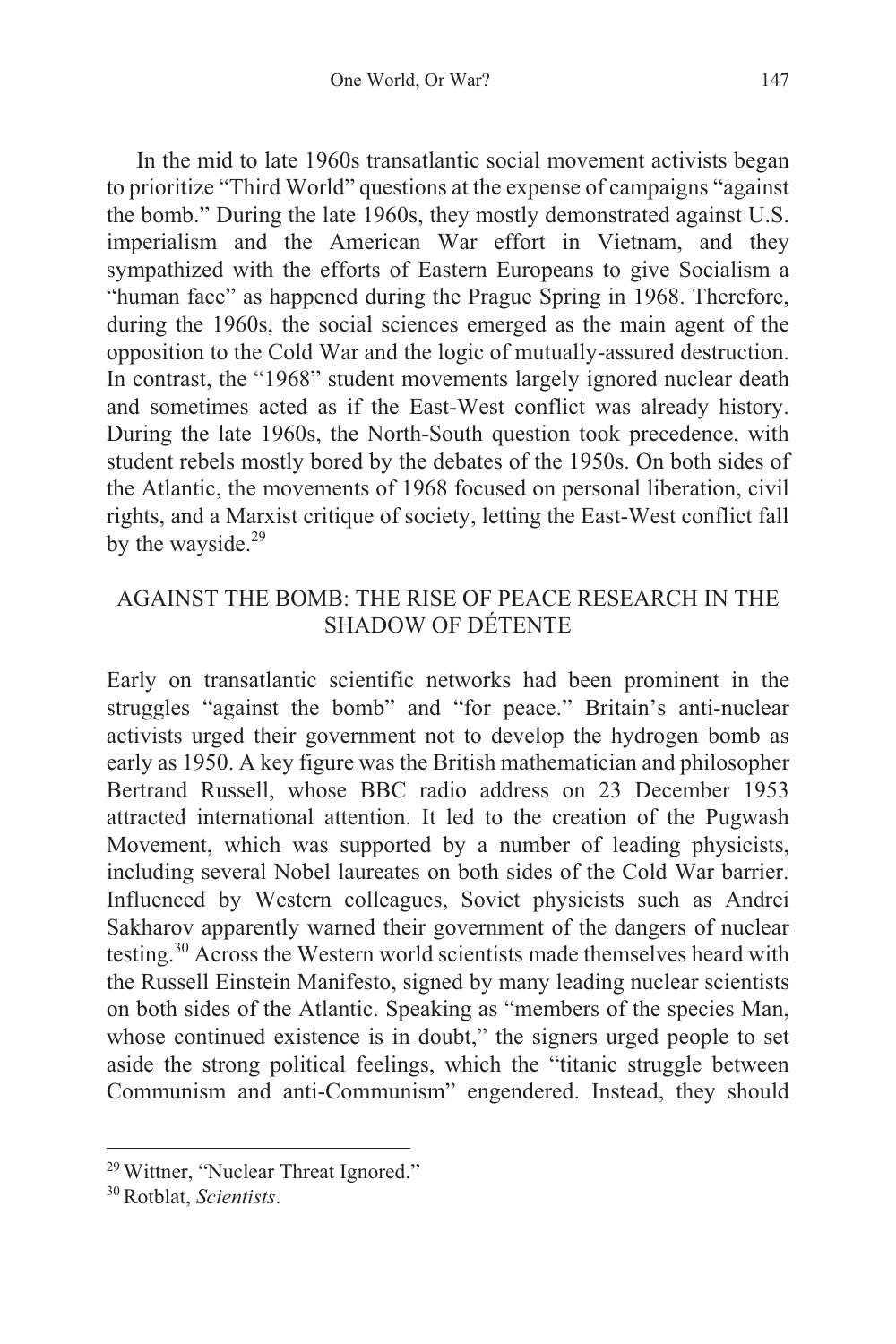In the mid to late 1960s transatlantic social movement activists began to prioritize "Third World" questions at the expense of campaigns "against the bomb." During the late 1960s, they mostly demonstrated against U.S. imperialism and the American War effort in Vietnam, and they sympathized with the efforts of Eastern Europeans to give Socialism a "human face" as happened during the Prague Spring in 1968. Therefore, during the 1960s, the social sciences emerged as the main agent of the opposition to the Cold War and the logic of mutually-assured destruction. In contrast, the "1968" student movements largely ignored nuclear death and sometimes acted as if the East-West conflict was already history. During the late 1960s, the North-South question took precedence, with student rebels mostly bored by the debates of the 1950s. On both sides of the Atlantic, the movements of 1968 focused on personal liberation, civil rights, and a Marxist critique of society, letting the East-West conflict fall by the wayside.[29]

## AGAINST THE BOMB: THE RISE OF PEACE RESEARCH IN THE SHADOW OF DÉTENTE

Early on transatlantic scientific networks had been prominent in the struggles "against the bomb" and "for peace." Britain's anti-nuclear activists urged their government not to develop the hydrogen bomb as early as 1950. A key figure was the British mathematician and philosopher Bertrand Russell, whose BBC radio address on 23 December 1953 attracted international attention. It led to the creation of the Pugwash Movement, which was supported by a number of leading physicists, including several Nobel laureates on both sides of the Cold War barrier. Influenced by Western colleagues, Soviet physicists such as Andrei Sakharov apparently warned their government of the dangers of nuclear testing.[30] Across the Western world scientists made themselves heard with the Russell Einstein Manifesto, signed by many leading nuclear scientists on both sides of the Atlantic. Speaking as "members of the species Man, whose continued existence is in doubt," the signers urged people to set aside the strong political feelings, which the "titanic struggle between Communism and anti-Communism" engendered. Instead, they should

---

[29] Wittner, "Nuclear Threat Ignored."

[30] Rotblat, *Scientists*.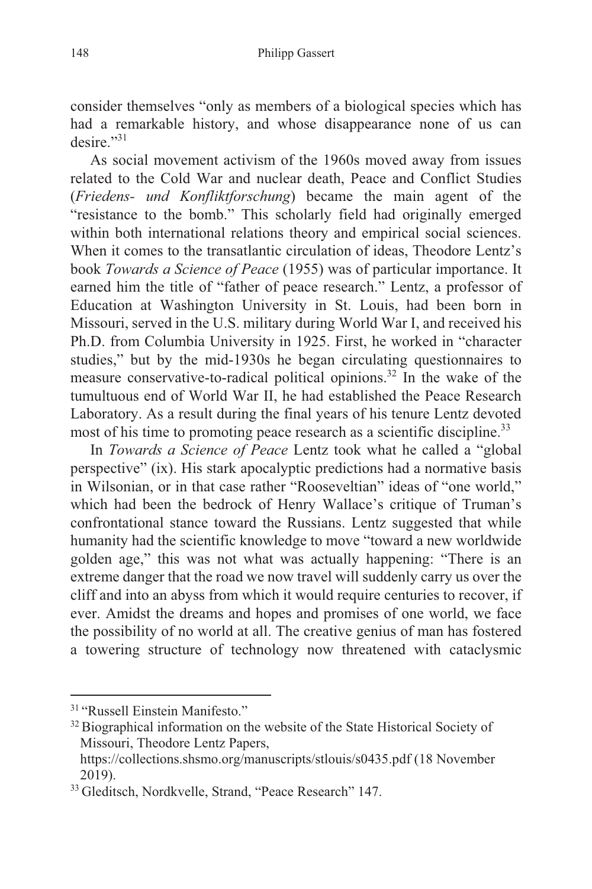consider themselves "only as members of a biological species which has had a remarkable history, and whose disappearance none of us can desire."[31]

As social movement activism of the 1960s moved away from issues related to the Cold War and nuclear death, Peace and Conflict Studies (*Friedens- und Konfliktforschung*) became the main agent of the "resistance to the bomb." This scholarly field had originally emerged within both international relations theory and empirical social sciences. When it comes to the transatlantic circulation of ideas, Theodore Lentz's book *Towards a Science of Peace* (1955) was of particular importance. It earned him the title of "father of peace research." Lentz, a professor of Education at Washington University in St. Louis, had been born in Missouri, served in the U.S. military during World War I, and received his Ph.D. from Columbia University in 1925. First, he worked in "character studies," but by the mid-1930s he began circulating questionnaires to measure conservative-to-radical political opinions.[32] In the wake of the tumultuous end of World War II, he had established the Peace Research Laboratory. As a result during the final years of his tenure Lentz devoted most of his time to promoting peace research as a scientific discipline.[33]

In *Towards a Science of Peace* Lentz took what he called a "global perspective" (ix). His stark apocalyptic predictions had a normative basis in Wilsonian, or in that case rather "Rooseveltian" ideas of "one world," which had been the bedrock of Henry Wallace's critique of Truman's confrontational stance toward the Russians. Lentz suggested that while humanity had the scientific knowledge to move "toward a new worldwide golden age," this was not what was actually happening: "There is an extreme danger that the road we now travel will suddenly carry us over the cliff and into an abyss from which it would require centuries to recover, if ever. Amidst the dreams and hopes and promises of one world, we face the possibility of no world at all. The creative genius of man has fostered a towering structure of technology now threatened with cataclysmic

---

[31] "Russell Einstein Manifesto."

[32] Biographical information on the website of the State Historical Society of Missouri, Theodore Lentz Papers, https://collections.shsmo.org/manuscripts/stlouis/s0435.pdf (18 November 2019).

[33] Gleditsch, Nordkvelle, Strand, "Peace Research" 147.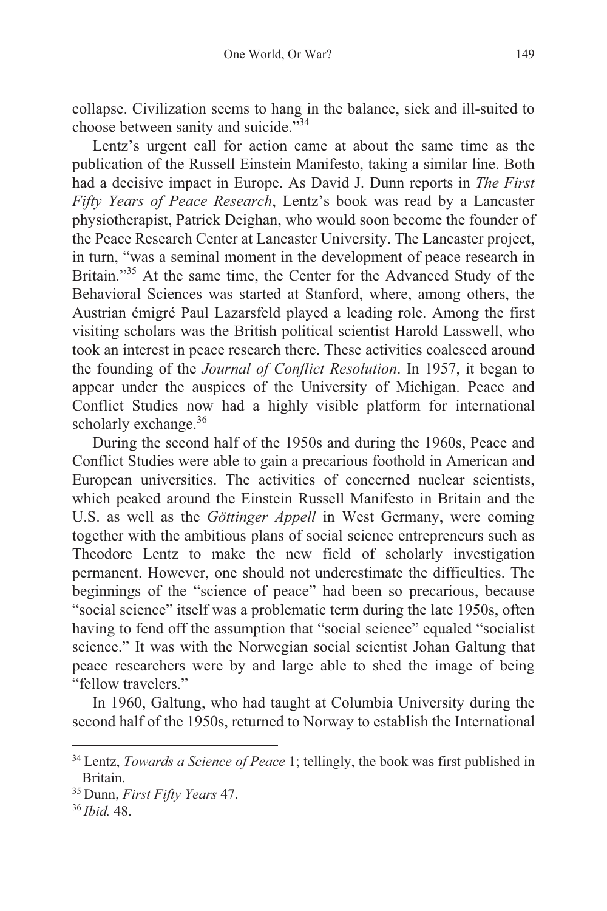collapse. Civilization seems to hang in the balance, sick and ill-suited to choose between sanity and suicide."[34]

Lentz's urgent call for action came at about the same time as the publication of the Russell Einstein Manifesto, taking a similar line. Both had a decisive impact in Europe. As David J. Dunn reports in *The First Fifty Years of Peace Research*, Lentz's book was read by a Lancaster physiotherapist, Patrick Deighan, who would soon become the founder of the Peace Research Center at Lancaster University. The Lancaster project, in turn, "was a seminal moment in the development of peace research in Britain."[35] At the same time, the Center for the Advanced Study of the Behavioral Sciences was started at Stanford, where, among others, the Austrian émigré Paul Lazarsfeld played a leading role. Among the first visiting scholars was the British political scientist Harold Lasswell, who took an interest in peace research there. These activities coalesced around the founding of the *Journal of Conflict Resolution*. In 1957, it began to appear under the auspices of the University of Michigan. Peace and Conflict Studies now had a highly visible platform for international scholarly exchange.[36]

During the second half of the 1950s and during the 1960s, Peace and Conflict Studies were able to gain a precarious foothold in American and European universities. The activities of concerned nuclear scientists, which peaked around the Einstein Russell Manifesto in Britain and the U.S. as well as the *Göttinger Appell* in West Germany, were coming together with the ambitious plans of social science entrepreneurs such as Theodore Lentz to make the new field of scholarly investigation permanent. However, one should not underestimate the difficulties. The beginnings of the "science of peace" had been so precarious, because "social science" itself was a problematic term during the late 1950s, often having to fend off the assumption that "social science" equaled "socialist science." It was with the Norwegian social scientist Johan Galtung that peace researchers were by and large able to shed the image of being "fellow travelers."

In 1960, Galtung, who had taught at Columbia University during the second half of the 1950s, returned to Norway to establish the International

---

[34] Lentz, *Towards a Science of Peace* 1; tellingly, the book was first published in Britain.

[35] Dunn, *First Fifty Years* 47.

[36] *Ibid.* 48.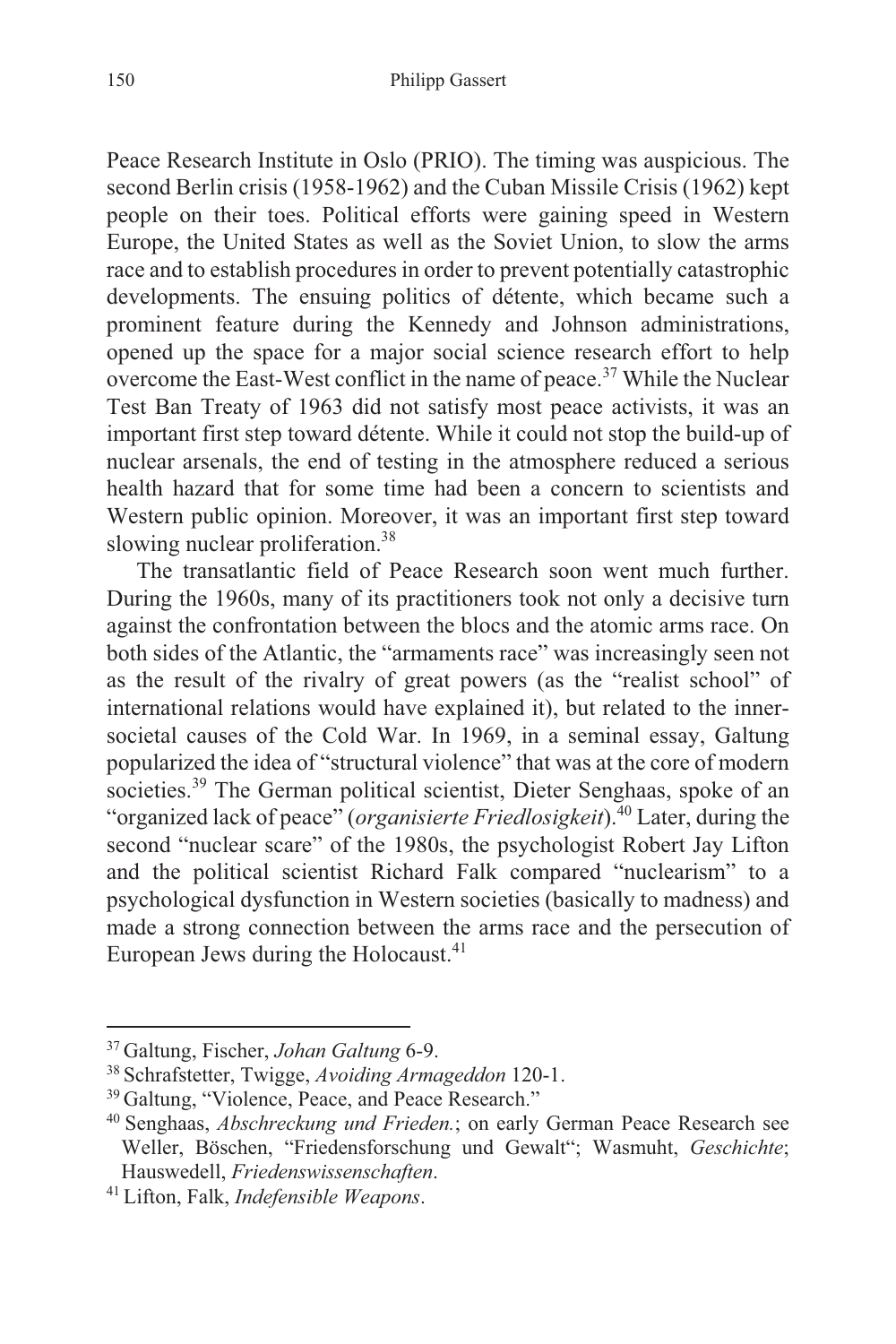Peace Research Institute in Oslo (PRIO). The timing was auspicious. The second Berlin crisis (1958-1962) and the Cuban Missile Crisis (1962) kept people on their toes. Political efforts were gaining speed in Western Europe, the United States as well as the Soviet Union, to slow the arms race and to establish procedures in order to prevent potentially catastrophic developments. The ensuing politics of détente, which became such a prominent feature during the Kennedy and Johnson administrations, opened up the space for a major social science research effort to help overcome the East-West conflict in the name of peace.[37] While the Nuclear Test Ban Treaty of 1963 did not satisfy most peace activists, it was an important first step toward détente. While it could not stop the build-up of nuclear arsenals, the end of testing in the atmosphere reduced a serious health hazard that for some time had been a concern to scientists and Western public opinion. Moreover, it was an important first step toward slowing nuclear proliferation.[38]

The transatlantic field of Peace Research soon went much further. During the 1960s, many of its practitioners took not only a decisive turn against the confrontation between the blocs and the atomic arms race. On both sides of the Atlantic, the "armaments race" was increasingly seen not as the result of the rivalry of great powers (as the "realist school" of international relations would have explained it), but related to the inner-societal causes of the Cold War. In 1969, in a seminal essay, Galtung popularized the idea of "structural violence" that was at the core of modern societies.[39] The German political scientist, Dieter Senghaas, spoke of an "organized lack of peace" (*organisierte Friedlosigkeit*).[40] Later, during the second "nuclear scare" of the 1980s, the psychologist Robert Jay Lifton and the political scientist Richard Falk compared "nuclearism" to a psychological dysfunction in Western societies (basically to madness) and made a strong connection between the arms race and the persecution of European Jews during the Holocaust.[41]

---

[37] Galtung, Fischer, *Johan Galtung* 6-9.

[38] Schrafstetter, Twigge, *Avoiding Armageddon* 120-1.

[39] Galtung, "Violence, Peace, and Peace Research."

[40] Senghaas, *Abschreckung und Frieden.*; on early German Peace Research see Weller, Böschen, "Friedensforschung und Gewalt"; Wasmuht, *Geschichte*; Hauswedell, *Friedenswissenschaften*.

[41] Lifton, Falk, *Indefensible Weapons*.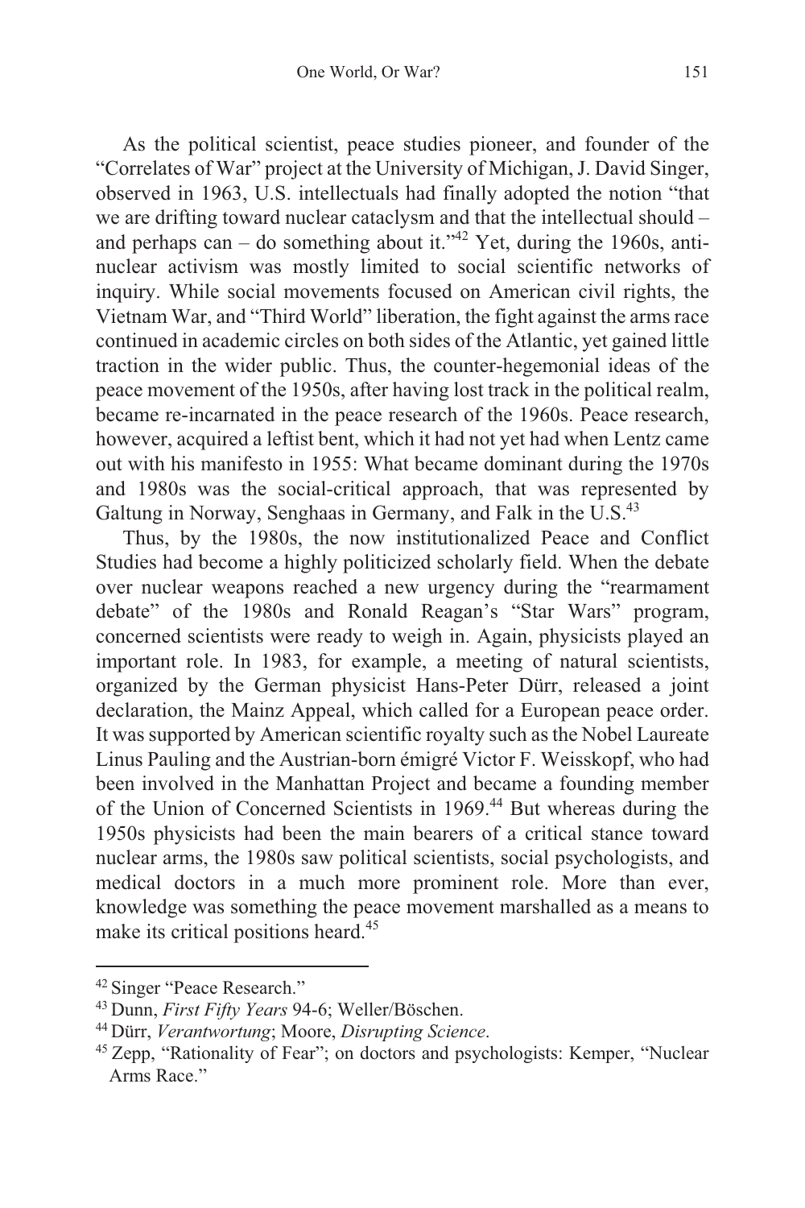As the political scientist, peace studies pioneer, and founder of the "Correlates of War" project at the University of Michigan, J. David Singer, observed in 1963, U.S. intellectuals had finally adopted the notion "that we are drifting toward nuclear cataclysm and that the intellectual should – and perhaps can – do something about it."[42] Yet, during the 1960s, anti-nuclear activism was mostly limited to social scientific networks of inquiry. While social movements focused on American civil rights, the Vietnam War, and "Third World" liberation, the fight against the arms race continued in academic circles on both sides of the Atlantic, yet gained little traction in the wider public. Thus, the counter-hegemonial ideas of the peace movement of the 1950s, after having lost track in the political realm, became re-incarnated in the peace research of the 1960s. Peace research, however, acquired a leftist bent, which it had not yet had when Lentz came out with his manifesto in 1955: What became dominant during the 1970s and 1980s was the social-critical approach, that was represented by Galtung in Norway, Senghaas in Germany, and Falk in the U.S.[43]

Thus, by the 1980s, the now institutionalized Peace and Conflict Studies had become a highly politicized scholarly field. When the debate over nuclear weapons reached a new urgency during the "rearmament debate" of the 1980s and Ronald Reagan's "Star Wars" program, concerned scientists were ready to weigh in. Again, physicists played an important role. In 1983, for example, a meeting of natural scientists, organized by the German physicist Hans-Peter Dürr, released a joint declaration, the Mainz Appeal, which called for a European peace order. It was supported by American scientific royalty such as the Nobel Laureate Linus Pauling and the Austrian-born émigré Victor F. Weisskopf, who had been involved in the Manhattan Project and became a founding member of the Union of Concerned Scientists in 1969.[44] But whereas during the 1950s physicists had been the main bearers of a critical stance toward nuclear arms, the 1980s saw political scientists, social psychologists, and medical doctors in a much more prominent role. More than ever, knowledge was something the peace movement marshalled as a means to make its critical positions heard.[45]

---

[42] Singer "Peace Research."

[43] Dunn, *First Fifty Years* 94-6; Weller/Böschen.

[44] Dürr, *Verantwortung*; Moore, *Disrupting Science*.

[45] Zepp, "Rationality of Fear"; on doctors and psychologists: Kemper, "Nuclear Arms Race."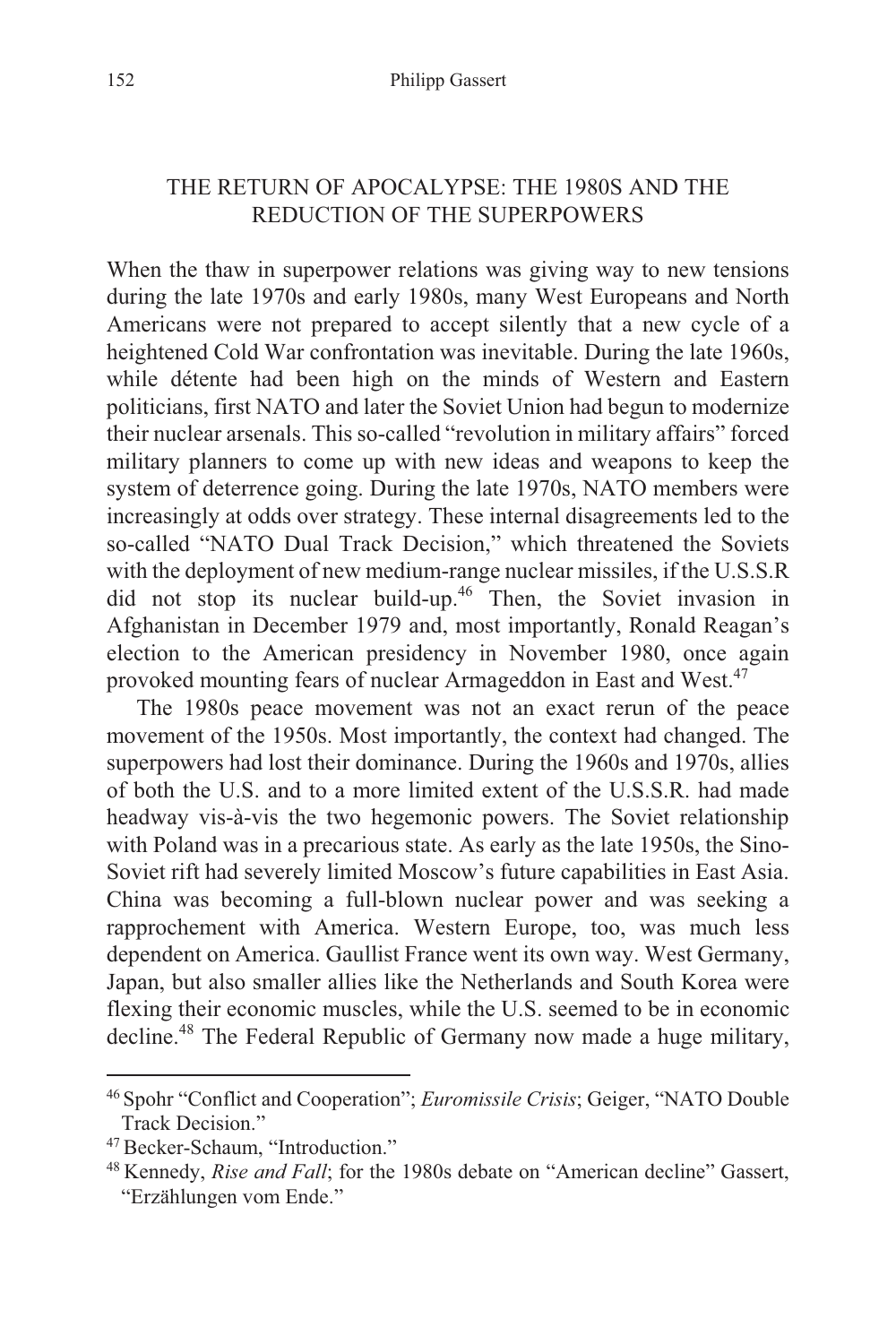## THE RETURN OF APOCALYPSE: THE 1980S AND THE REDUCTION OF THE SUPERPOWERS

When the thaw in superpower relations was giving way to new tensions during the late 1970s and early 1980s, many West Europeans and North Americans were not prepared to accept silently that a new cycle of a heightened Cold War confrontation was inevitable. During the late 1960s, while détente had been high on the minds of Western and Eastern politicians, first NATO and later the Soviet Union had begun to modernize their nuclear arsenals. This so-called "revolution in military affairs" forced military planners to come up with new ideas and weapons to keep the system of deterrence going. During the late 1970s, NATO members were increasingly at odds over strategy. These internal disagreements led to the so-called "NATO Dual Track Decision," which threatened the Soviets with the deployment of new medium-range nuclear missiles, if the U.S.S.R did not stop its nuclear build-up.[46] Then, the Soviet invasion in Afghanistan in December 1979 and, most importantly, Ronald Reagan's election to the American presidency in November 1980, once again provoked mounting fears of nuclear Armageddon in East and West.[47]

The 1980s peace movement was not an exact rerun of the peace movement of the 1950s. Most importantly, the context had changed. The superpowers had lost their dominance. During the 1960s and 1970s, allies of both the U.S. and to a more limited extent of the U.S.S.R. had made headway vis-à-vis the two hegemonic powers. The Soviet relationship with Poland was in a precarious state. As early as the late 1950s, the Sino-Soviet rift had severely limited Moscow's future capabilities in East Asia. China was becoming a full-blown nuclear power and was seeking a rapprochement with America. Western Europe, too, was much less dependent on America. Gaullist France went its own way. West Germany, Japan, but also smaller allies like the Netherlands and South Korea were flexing their economic muscles, while the U.S. seemed to be in economic decline.[48] The Federal Republic of Germany now made a huge military,

---

[46] Spohr "Conflict and Cooperation"; *Euromissile Crisis*; Geiger, "NATO Double Track Decision."

[47] Becker-Schaum, "Introduction."

[48] Kennedy, *Rise and Fall*; for the 1980s debate on "American decline" Gassert, "Erzählungen vom Ende."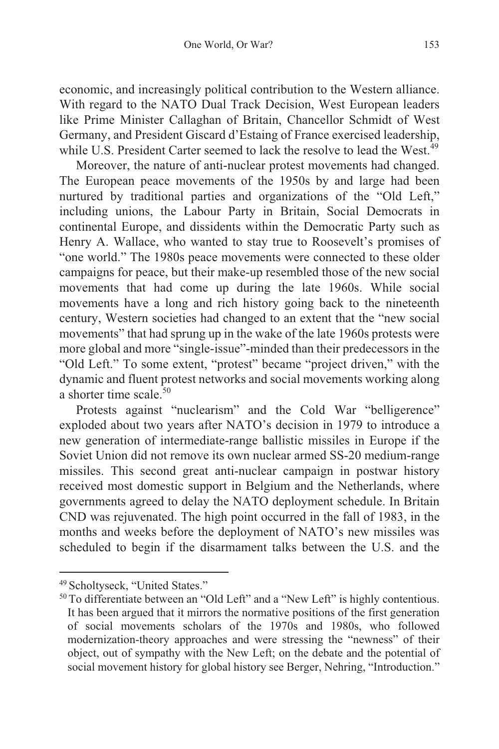economic, and increasingly political contribution to the Western alliance. With regard to the NATO Dual Track Decision, West European leaders like Prime Minister Callaghan of Britain, Chancellor Schmidt of West Germany, and President Giscard d'Estaing of France exercised leadership, while U.S. President Carter seemed to lack the resolve to lead the West.[49]

Moreover, the nature of anti-nuclear protest movements had changed. The European peace movements of the 1950s by and large had been nurtured by traditional parties and organizations of the "Old Left," including unions, the Labour Party in Britain, Social Democrats in continental Europe, and dissidents within the Democratic Party such as Henry A. Wallace, who wanted to stay true to Roosevelt's promises of "one world." The 1980s peace movements were connected to these older campaigns for peace, but their make-up resembled those of the new social movements that had come up during the late 1960s. While social movements have a long and rich history going back to the nineteenth century, Western societies had changed to an extent that the "new social movements" that had sprung up in the wake of the late 1960s protests were more global and more "single-issue"-minded than their predecessors in the "Old Left." To some extent, "protest" became "project driven," with the dynamic and fluent protest networks and social movements working along a shorter time scale.[50]

Protests against "nuclearism" and the Cold War "belligerence" exploded about two years after NATO's decision in 1979 to introduce a new generation of intermediate-range ballistic missiles in Europe if the Soviet Union did not remove its own nuclear armed SS-20 medium-range missiles. This second great anti-nuclear campaign in postwar history received most domestic support in Belgium and the Netherlands, where governments agreed to delay the NATO deployment schedule. In Britain CND was rejuvenated. The high point occurred in the fall of 1983, in the months and weeks before the deployment of NATO's new missiles was scheduled to begin if the disarmament talks between the U.S. and the

---

[49] Scholtyseck, "United States."

[50] To differentiate between an "Old Left" and a "New Left" is highly contentious. It has been argued that it mirrors the normative positions of the first generation of social movements scholars of the 1970s and 1980s, who followed modernization-theory approaches and were stressing the "newness" of their object, out of sympathy with the New Left; on the debate and the potential of social movement history for global history see Berger, Nehring, "Introduction."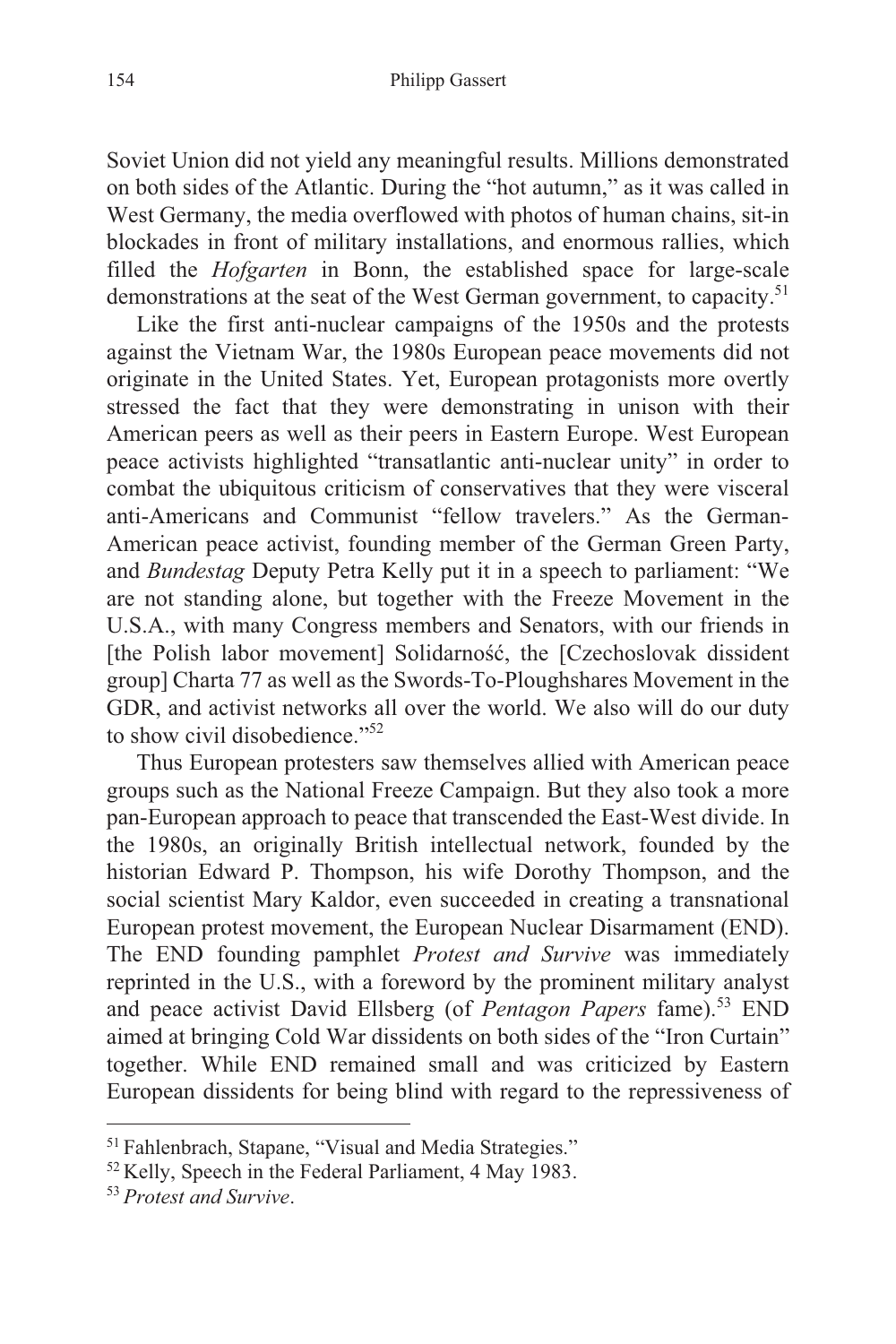Soviet Union did not yield any meaningful results. Millions demonstrated on both sides of the Atlantic. During the "hot autumn," as it was called in West Germany, the media overflowed with photos of human chains, sit-in blockades in front of military installations, and enormous rallies, which filled the *Hofgarten* in Bonn, the established space for large-scale demonstrations at the seat of the West German government, to capacity.[51]

Like the first anti-nuclear campaigns of the 1950s and the protests against the Vietnam War, the 1980s European peace movements did not originate in the United States. Yet, European protagonists more overtly stressed the fact that they were demonstrating in unison with their American peers as well as their peers in Eastern Europe. West European peace activists highlighted "transatlantic anti-nuclear unity" in order to combat the ubiquitous criticism of conservatives that they were visceral anti-Americans and Communist "fellow travelers." As the German-American peace activist, founding member of the German Green Party, and *Bundestag* Deputy Petra Kelly put it in a speech to parliament: "We are not standing alone, but together with the Freeze Movement in the U.S.A., with many Congress members and Senators, with our friends in [the Polish labor movement] Solidarność, the [Czechoslovak dissident group] Charta 77 as well as the Swords-To-Ploughshares Movement in the GDR, and activist networks all over the world. We also will do our duty to show civil disobedience."[52]

Thus European protesters saw themselves allied with American peace groups such as the National Freeze Campaign. But they also took a more pan-European approach to peace that transcended the East-West divide. In the 1980s, an originally British intellectual network, founded by the historian Edward P. Thompson, his wife Dorothy Thompson, and the social scientist Mary Kaldor, even succeeded in creating a transnational European protest movement, the European Nuclear Disarmament (END). The END founding pamphlet *Protest and Survive* was immediately reprinted in the U.S., with a foreword by the prominent military analyst and peace activist David Ellsberg (of *Pentagon Papers* fame).[53] END aimed at bringing Cold War dissidents on both sides of the "Iron Curtain" together. While END remained small and was criticized by Eastern European dissidents for being blind with regard to the repressiveness of

---

[51] Fahlenbrach, Stapane, "Visual and Media Strategies."

[52] Kelly, Speech in the Federal Parliament, 4 May 1983.

[53] *Protest and Survive*.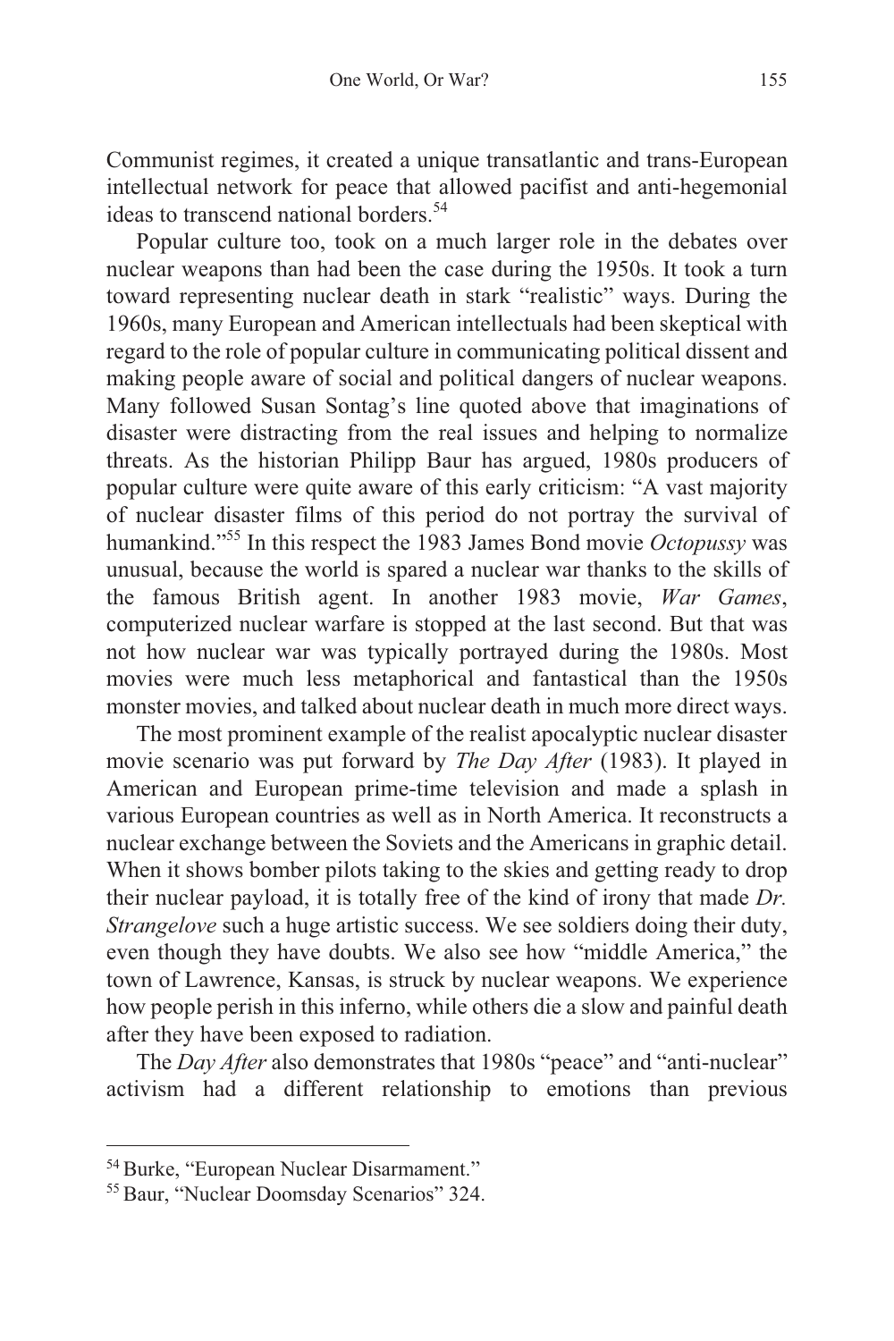Communist regimes, it created a unique transatlantic and trans-European intellectual network for peace that allowed pacifist and anti-hegemonial ideas to transcend national borders.[54]

Popular culture too, took on a much larger role in the debates over nuclear weapons than had been the case during the 1950s. It took a turn toward representing nuclear death in stark "realistic" ways. During the 1960s, many European and American intellectuals had been skeptical with regard to the role of popular culture in communicating political dissent and making people aware of social and political dangers of nuclear weapons. Many followed Susan Sontag's line quoted above that imaginations of disaster were distracting from the real issues and helping to normalize threats. As the historian Philipp Baur has argued, 1980s producers of popular culture were quite aware of this early criticism: "A vast majority of nuclear disaster films of this period do not portray the survival of humankind."[55] In this respect the 1983 James Bond movie *Octopussy* was unusual, because the world is spared a nuclear war thanks to the skills of the famous British agent. In another 1983 movie, *War Games*, computerized nuclear warfare is stopped at the last second. But that was not how nuclear war was typically portrayed during the 1980s. Most movies were much less metaphorical and fantastical than the 1950s monster movies, and talked about nuclear death in much more direct ways.

The most prominent example of the realist apocalyptic nuclear disaster movie scenario was put forward by *The Day After* (1983). It played in American and European prime-time television and made a splash in various European countries as well as in North America. It reconstructs a nuclear exchange between the Soviets and the Americans in graphic detail. When it shows bomber pilots taking to the skies and getting ready to drop their nuclear payload, it is totally free of the kind of irony that made *Dr. Strangelove* such a huge artistic success. We see soldiers doing their duty, even though they have doubts. We also see how "middle America," the town of Lawrence, Kansas, is struck by nuclear weapons. We experience how people perish in this inferno, while others die a slow and painful death after they have been exposed to radiation.

The *Day After* also demonstrates that 1980s "peace" and "anti-nuclear" activism had a different relationship to emotions than previous

---

[54] Burke, "European Nuclear Disarmament."

[55] Baur, "Nuclear Doomsday Scenarios" 324.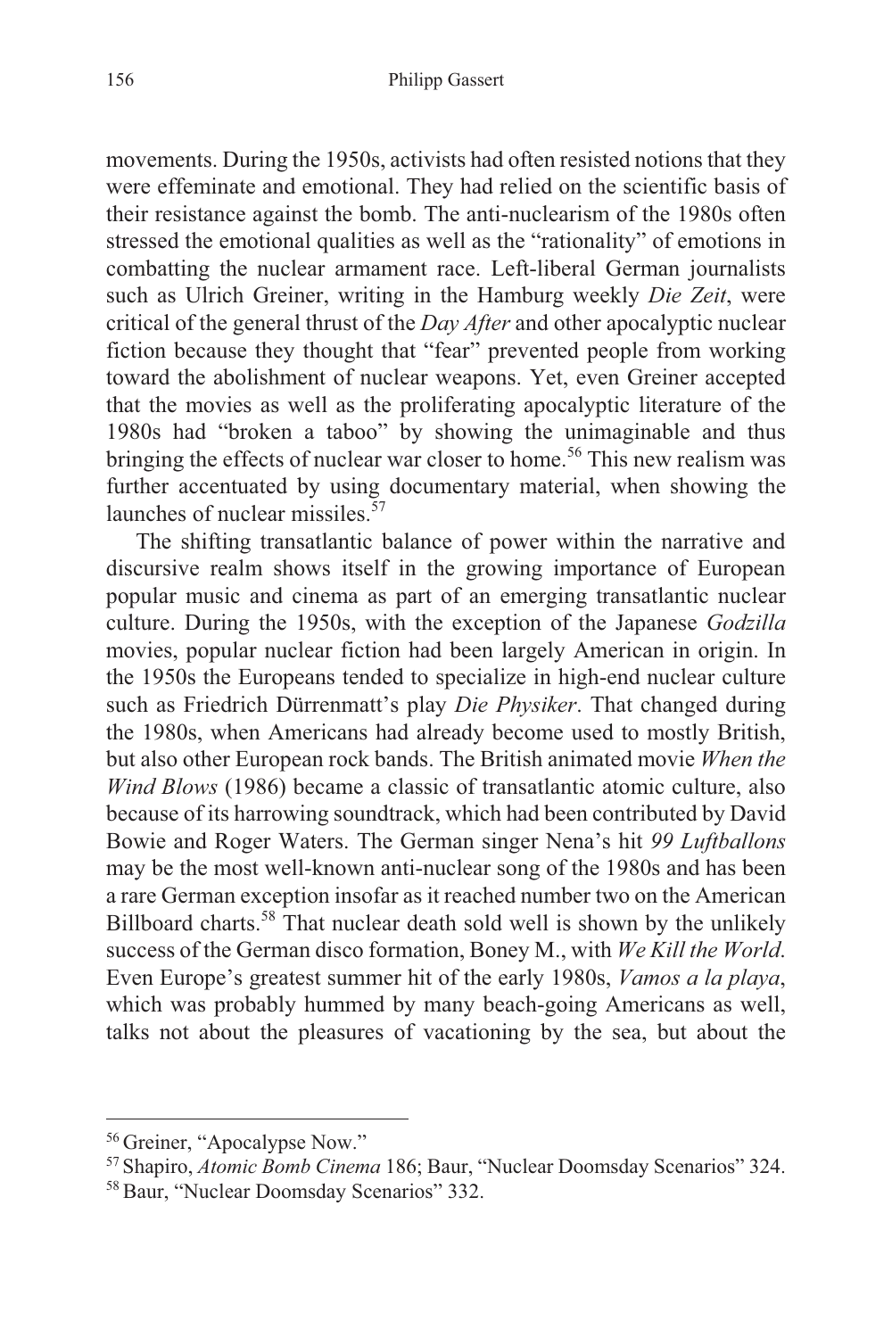movements. During the 1950s, activists had often resisted notions that they were effeminate and emotional. They had relied on the scientific basis of their resistance against the bomb. The anti-nuclearism of the 1980s often stressed the emotional qualities as well as the "rationality" of emotions in combatting the nuclear armament race. Left-liberal German journalists such as Ulrich Greiner, writing in the Hamburg weekly *Die Zeit*, were critical of the general thrust of the *Day After* and other apocalyptic nuclear fiction because they thought that "fear" prevented people from working toward the abolishment of nuclear weapons. Yet, even Greiner accepted that the movies as well as the proliferating apocalyptic literature of the 1980s had "broken a taboo" by showing the unimaginable and thus bringing the effects of nuclear war closer to home.[56] This new realism was further accentuated by using documentary material, when showing the launches of nuclear missiles.[57]

The shifting transatlantic balance of power within the narrative and discursive realm shows itself in the growing importance of European popular music and cinema as part of an emerging transatlantic nuclear culture. During the 1950s, with the exception of the Japanese *Godzilla* movies, popular nuclear fiction had been largely American in origin. In the 1950s the Europeans tended to specialize in high-end nuclear culture such as Friedrich Dürrenmatt's play *Die Physiker*. That changed during the 1980s, when Americans had already become used to mostly British, but also other European rock bands. The British animated movie *When the Wind Blows* (1986) became a classic of transatlantic atomic culture, also because of its harrowing soundtrack, which had been contributed by David Bowie and Roger Waters. The German singer Nena's hit *99 Luftballons* may be the most well-known anti-nuclear song of the 1980s and has been a rare German exception insofar as it reached number two on the American Billboard charts.[58] That nuclear death sold well is shown by the unlikely success of the German disco formation, Boney M., with *We Kill the World*. Even Europe's greatest summer hit of the early 1980s, *Vamos a la playa*, which was probably hummed by many beach-going Americans as well, talks not about the pleasures of vacationing by the sea, but about the

---

[56] Greiner, "Apocalypse Now."

[57] Shapiro, *Atomic Bomb Cinema* 186; Baur, "Nuclear Doomsday Scenarios" 324.

[58] Baur, "Nuclear Doomsday Scenarios" 332.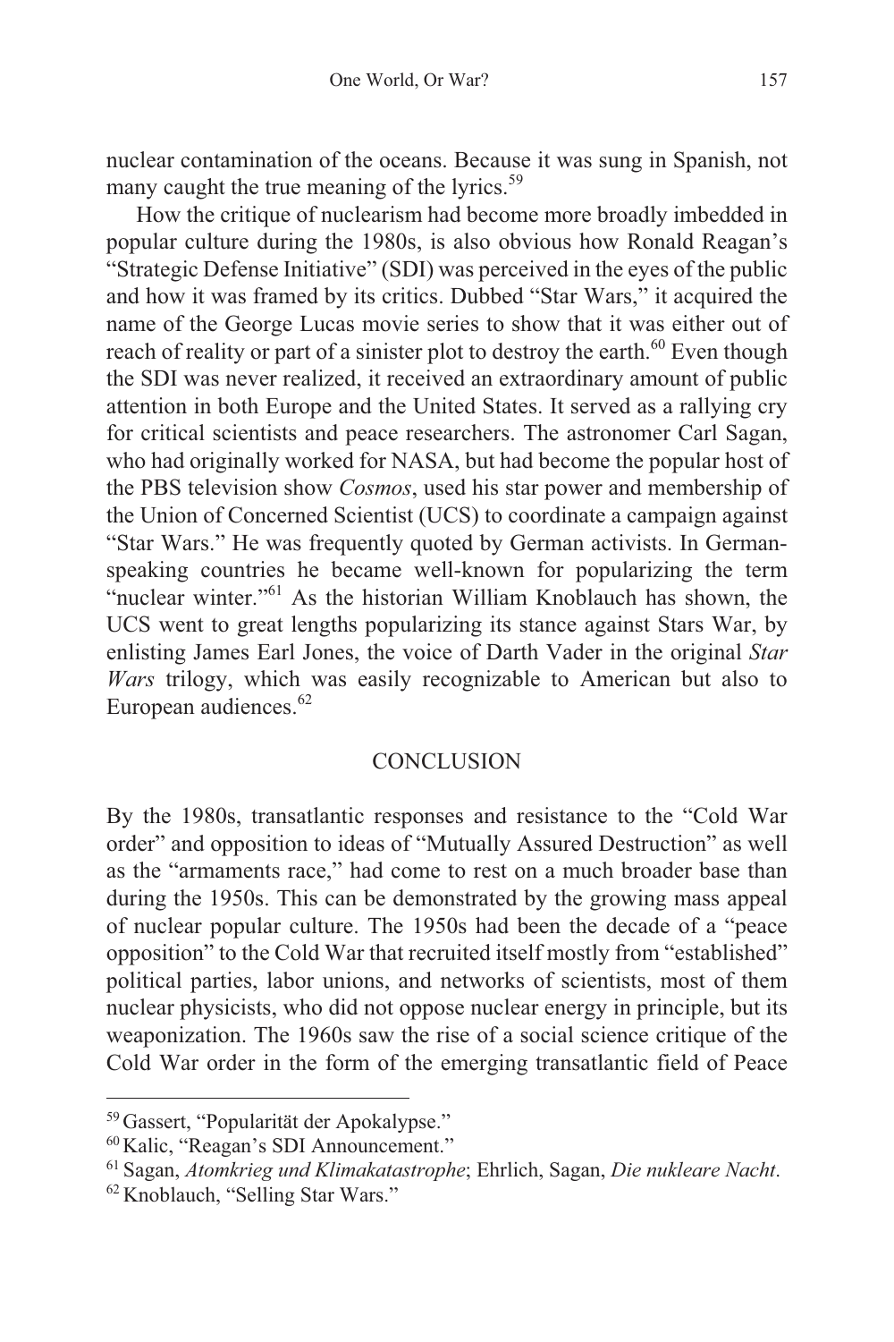nuclear contamination of the oceans. Because it was sung in Spanish, not many caught the true meaning of the lyrics.[59]

How the critique of nuclearism had become more broadly imbedded in popular culture during the 1980s, is also obvious how Ronald Reagan's "Strategic Defense Initiative" (SDI) was perceived in the eyes of the public and how it was framed by its critics. Dubbed "Star Wars," it acquired the name of the George Lucas movie series to show that it was either out of reach of reality or part of a sinister plot to destroy the earth.[60] Even though the SDI was never realized, it received an extraordinary amount of public attention in both Europe and the United States. It served as a rallying cry for critical scientists and peace researchers. The astronomer Carl Sagan, who had originally worked for NASA, but had become the popular host of the PBS television show *Cosmos*, used his star power and membership of the Union of Concerned Scientist (UCS) to coordinate a campaign against "Star Wars." He was frequently quoted by German activists. In German-speaking countries he became well-known for popularizing the term "nuclear winter."[61] As the historian William Knoblauch has shown, the UCS went to great lengths popularizing its stance against Stars War, by enlisting James Earl Jones, the voice of Darth Vader in the original *Star Wars* trilogy, which was easily recognizable to American but also to European audiences.[62]

## CONCLUSION

By the 1980s, transatlantic responses and resistance to the "Cold War order" and opposition to ideas of "Mutually Assured Destruction" as well as the "armaments race," had come to rest on a much broader base than during the 1950s. This can be demonstrated by the growing mass appeal of nuclear popular culture. The 1950s had been the decade of a "peace opposition" to the Cold War that recruited itself mostly from "established" political parties, labor unions, and networks of scientists, most of them nuclear physicists, who did not oppose nuclear energy in principle, but its weaponization. The 1960s saw the rise of a social science critique of the Cold War order in the form of the emerging transatlantic field of Peace

---

[59] Gassert, "Popularität der Apokalypse."

[60] Kalic, "Reagan's SDI Announcement."

[61] Sagan, *Atomkrieg und Klimakatastrophe*; Ehrlich, Sagan, *Die nukleare Nacht*.

[62] Knoblauch, "Selling Star Wars."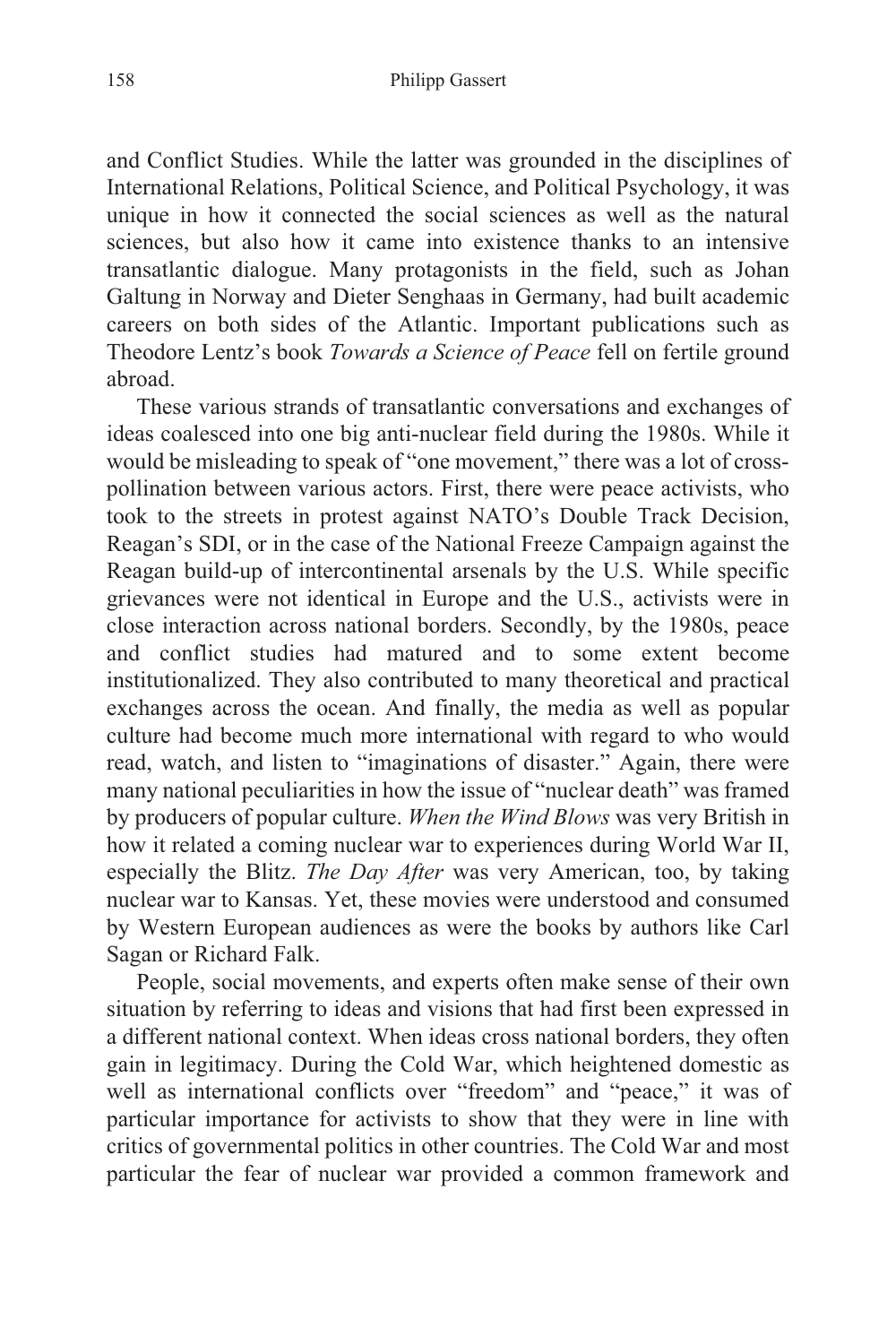and Conflict Studies. While the latter was grounded in the disciplines of International Relations, Political Science, and Political Psychology, it was unique in how it connected the social sciences as well as the natural sciences, but also how it came into existence thanks to an intensive transatlantic dialogue. Many protagonists in the field, such as Johan Galtung in Norway and Dieter Senghaas in Germany, had built academic careers on both sides of the Atlantic. Important publications such as Theodore Lentz's book *Towards a Science of Peace* fell on fertile ground abroad.

These various strands of transatlantic conversations and exchanges of ideas coalesced into one big anti-nuclear field during the 1980s. While it would be misleading to speak of "one movement," there was a lot of cross-pollination between various actors. First, there were peace activists, who took to the streets in protest against NATO's Double Track Decision, Reagan's SDI, or in the case of the National Freeze Campaign against the Reagan build-up of intercontinental arsenals by the U.S. While specific grievances were not identical in Europe and the U.S., activists were in close interaction across national borders. Secondly, by the 1980s, peace and conflict studies had matured and to some extent become institutionalized. They also contributed to many theoretical and practical exchanges across the ocean. And finally, the media as well as popular culture had become much more international with regard to who would read, watch, and listen to "imaginations of disaster." Again, there were many national peculiarities in how the issue of "nuclear death" was framed by producers of popular culture. *When the Wind Blows* was very British in how it related a coming nuclear war to experiences during World War II, especially the Blitz. *The Day After* was very American, too, by taking nuclear war to Kansas. Yet, these movies were understood and consumed by Western European audiences as were the books by authors like Carl Sagan or Richard Falk.

People, social movements, and experts often make sense of their own situation by referring to ideas and visions that had first been expressed in a different national context. When ideas cross national borders, they often gain in legitimacy. During the Cold War, which heightened domestic as well as international conflicts over "freedom" and "peace," it was of particular importance for activists to show that they were in line with critics of governmental politics in other countries. The Cold War and most particular the fear of nuclear war provided a common framework and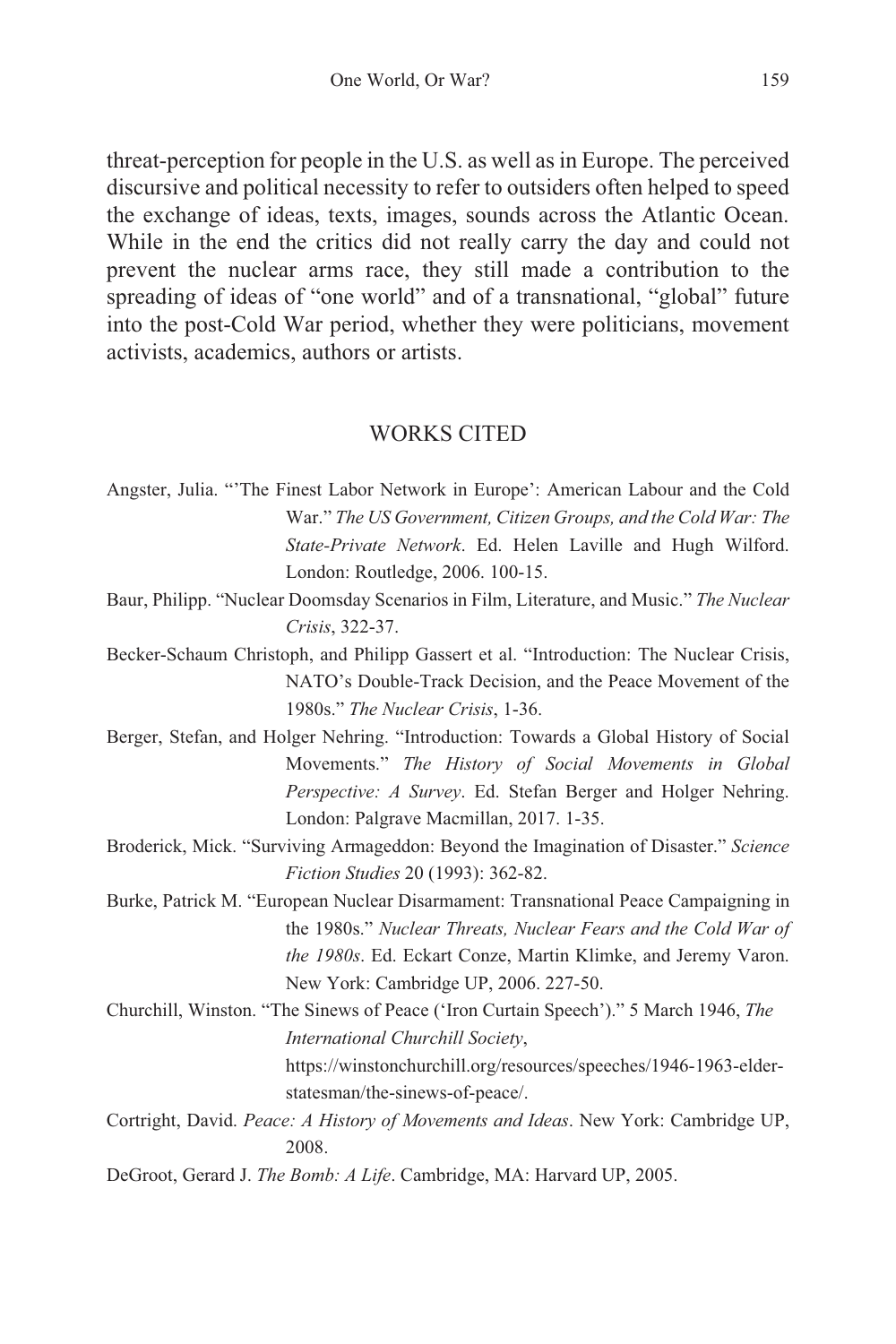threat-perception for people in the U.S. as well as in Europe. The perceived discursive and political necessity to refer to outsiders often helped to speed the exchange of ideas, texts, images, sounds across the Atlantic Ocean. While in the end the critics did not really carry the day and could not prevent the nuclear arms race, they still made a contribution to the spreading of ideas of "one world" and of a transnational, "global" future into the post-Cold War period, whether they were politicians, movement activists, academics, authors or artists.

## WORKS CITED

Angster, Julia. "'The Finest Labor Network in Europe': American Labour and the Cold War." *The US Government, Citizen Groups, and the Cold War: The State-Private Network*. Ed. Helen Laville and Hugh Wilford. London: Routledge, 2006. 100-15.

Baur, Philipp. "Nuclear Doomsday Scenarios in Film, Literature, and Music." *The Nuclear Crisis*, 322-37.

Becker-Schaum Christoph, and Philipp Gassert et al. "Introduction: The Nuclear Crisis, NATO's Double-Track Decision, and the Peace Movement of the 1980s." *The Nuclear Crisis*, 1-36.

Berger, Stefan, and Holger Nehring. "Introduction: Towards a Global History of Social Movements." *The History of Social Movements in Global Perspective: A Survey*. Ed. Stefan Berger and Holger Nehring. London: Palgrave Macmillan, 2017. 1-35.

Broderick, Mick. "Surviving Armageddon: Beyond the Imagination of Disaster." *Science Fiction Studies* 20 (1993): 362-82.

Burke, Patrick M. "European Nuclear Disarmament: Transnational Peace Campaigning in the 1980s." *Nuclear Threats, Nuclear Fears and the Cold War of the 1980s*. Ed. Eckart Conze, Martin Klimke, and Jeremy Varon. New York: Cambridge UP, 2006. 227-50.

Churchill, Winston. "The Sinews of Peace ('Iron Curtain Speech')." 5 March 1946, *The International Churchill Society*, https://winstonchurchill.org/resources/speeches/1946-1963-elder-statesman/the-sinews-of-peace/.

Cortright, David. *Peace: A History of Movements and Ideas*. New York: Cambridge UP, 2008.

DeGroot, Gerard J. *The Bomb: A Life*. Cambridge, MA: Harvard UP, 2005.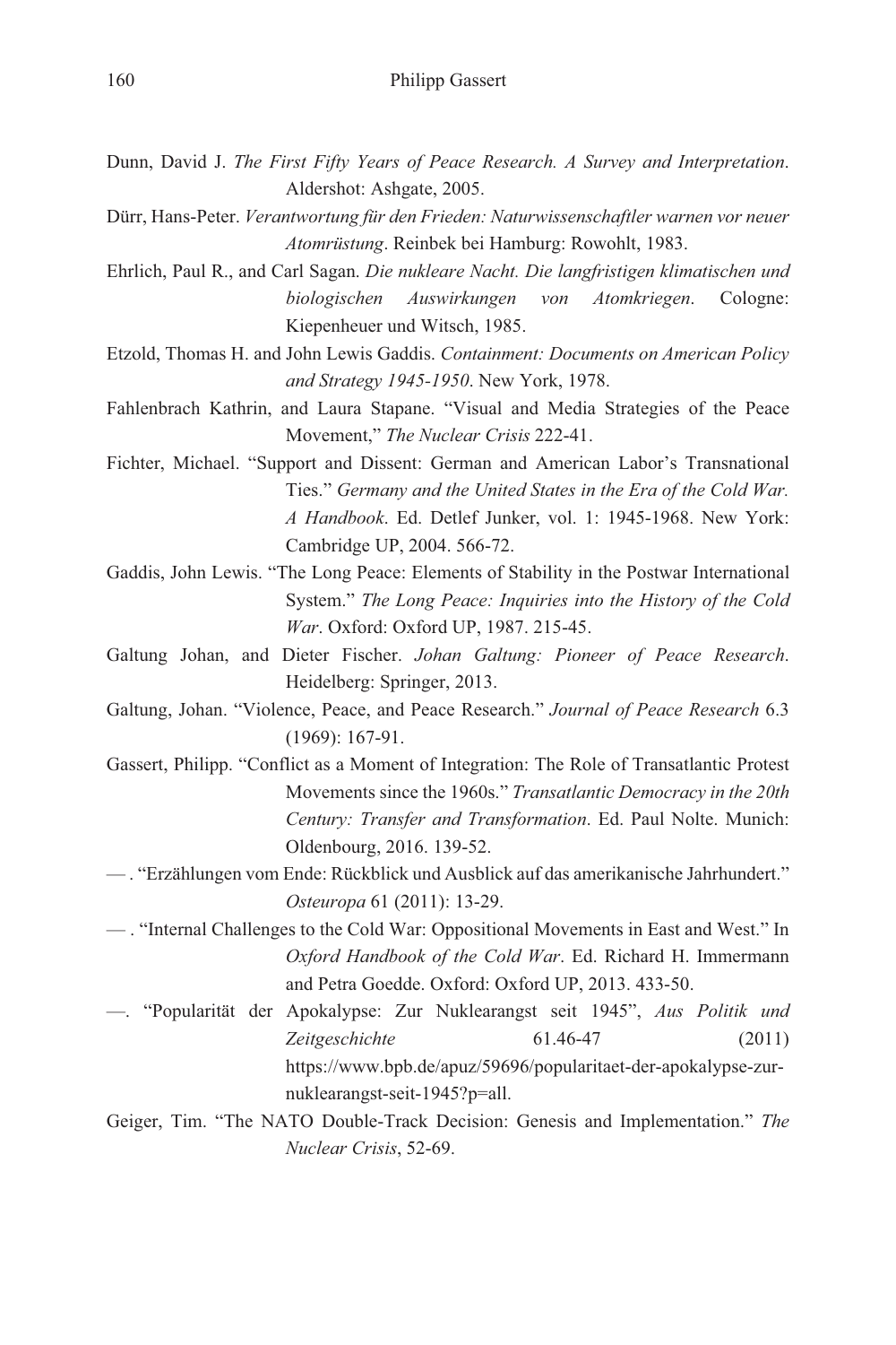Dunn, David J. *The First Fifty Years of Peace Research. A Survey and Interpretation*. Aldershot: Ashgate, 2005.

Dürr, Hans-Peter. *Verantwortung für den Frieden: Naturwissenschaftler warnen vor neuer Atomrüstung*. Reinbek bei Hamburg: Rowohlt, 1983.

Ehrlich, Paul R., and Carl Sagan. *Die nukleare Nacht. Die langfristigen klimatischen und biologischen Auswirkungen von Atomkriegen*. Cologne: Kiepenheuer und Witsch, 1985.

Etzold, Thomas H. and John Lewis Gaddis. *Containment: Documents on American Policy and Strategy 1945-1950*. New York, 1978.

Fahlenbrach Kathrin, and Laura Stapane. "Visual and Media Strategies of the Peace Movement," *The Nuclear Crisis* 222-41.

Fichter, Michael. "Support and Dissent: German and American Labor's Transnational Ties." *Germany and the United States in the Era of the Cold War. A Handbook*. Ed. Detlef Junker, vol. 1: 1945-1968. New York: Cambridge UP, 2004. 566-72.

Gaddis, John Lewis. "The Long Peace: Elements of Stability in the Postwar International System." *The Long Peace: Inquiries into the History of the Cold War*. Oxford: Oxford UP, 1987. 215-45.

Galtung Johan, and Dieter Fischer. *Johan Galtung: Pioneer of Peace Research*. Heidelberg: Springer, 2013.

Galtung, Johan. "Violence, Peace, and Peace Research." *Journal of Peace Research* 6.3 (1969): 167-91.

Gassert, Philipp. "Conflict as a Moment of Integration: The Role of Transatlantic Protest Movements since the 1960s." *Transatlantic Democracy in the 20th Century: Transfer and Transformation*. Ed. Paul Nolte. Munich: Oldenbourg, 2016. 139-52.

— . "Erzählungen vom Ende: Rückblick und Ausblick auf das amerikanische Jahrhundert." *Osteuropa* 61 (2011): 13-29.

— . "Internal Challenges to the Cold War: Oppositional Movements in East and West." In *Oxford Handbook of the Cold War*. Ed. Richard H. Immermann and Petra Goedde. Oxford: Oxford UP, 2013. 433-50.

—. "Popularität der Apokalypse: Zur Nuklearangst seit 1945", *Aus Politik und Zeitgeschichte* 61.46-47 (2011) https://www.bpb.de/apuz/59696/popularitaet-der-apokalypse-zur-nuklearangst-seit-1945?p=all.

Geiger, Tim. "The NATO Double-Track Decision: Genesis and Implementation." *The Nuclear Crisis*, 52-69.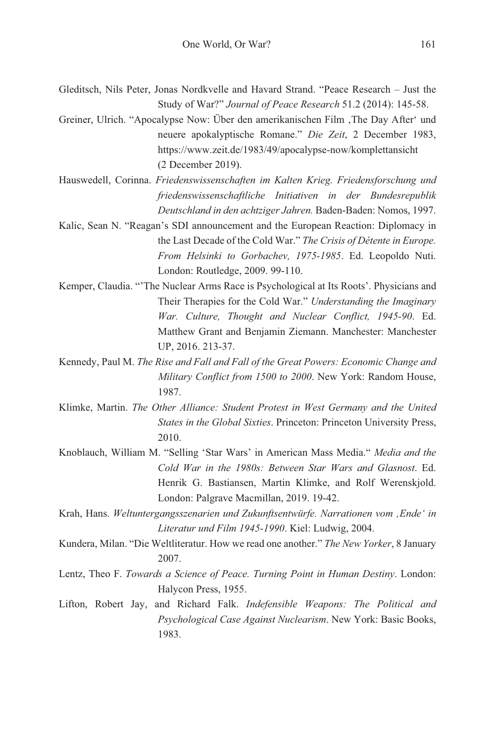Gleditsch, Nils Peter, Jonas Nordkvelle and Havard Strand. “Peace Research – Just the Study of War?” *Journal of Peace Research* 51.2 (2014): 145-58.

Greiner, Ulrich. “Apocalypse Now: Über den amerikanischen Film ‚The Day After‘ und neuere apokalyptische Romane.” *Die Zeit*, 2 December 1983, https://www.zeit.de/1983/49/apocalypse-now/komplettansicht (2 December 2019).

Hauswedell, Corinna. *Friedenswissenschaften im Kalten Krieg. Friedensforschung und friedenswissenschaftliche Initiativen in der Bundesrepublik Deutschland in den achtziger Jahren.* Baden-Baden: Nomos, 1997.

Kalic, Sean N. “Reagan’s SDI announcement and the European Reaction: Diplomacy in the Last Decade of the Cold War.” *The Crisis of Détente in Europe. From Helsinki to Gorbachev, 1975-1985*. Ed. Leopoldo Nuti. London: Routledge, 2009. 99-110.

Kemper, Claudia. “’The Nuclear Arms Race is Psychological at Its Roots’. Physicians and Their Therapies for the Cold War.” *Understanding the Imaginary War. Culture, Thought and Nuclear Conflict, 1945-90*. Ed. Matthew Grant and Benjamin Ziemann. Manchester: Manchester UP, 2016. 213-37.

Kennedy, Paul M. *The Rise and Fall and Fall of the Great Powers: Economic Change and Military Conflict from 1500 to 2000*. New York: Random House, 1987.

Klimke, Martin. *The Other Alliance: Student Protest in West Germany and the United States in the Global Sixties*. Princeton: Princeton University Press, 2010.

Knoblauch, William M. “Selling ‘Star Wars’ in American Mass Media.“ *Media and the Cold War in the 1980s: Between Star Wars and Glasnost*. Ed. Henrik G. Bastiansen, Martin Klimke, and Rolf Werenskjold. London: Palgrave Macmillan, 2019. 19-42.

Krah, Hans. *Weltuntergangsszenarien und Zukunftsentwürfe. Narrationen vom ‚Ende‘ in Literatur und Film 1945-1990*. Kiel: Ludwig, 2004.

Kundera, Milan. “Die Weltliteratur. How we read one another.” *The New Yorker*, 8 January 2007.

Lentz, Theo F. *Towards a Science of Peace. Turning Point in Human Destiny*. London: Halycon Press, 1955.

Lifton, Robert Jay, and Richard Falk. *Indefensible Weapons: The Political and Psychological Case Against Nuclearism*. New York: Basic Books, 1983.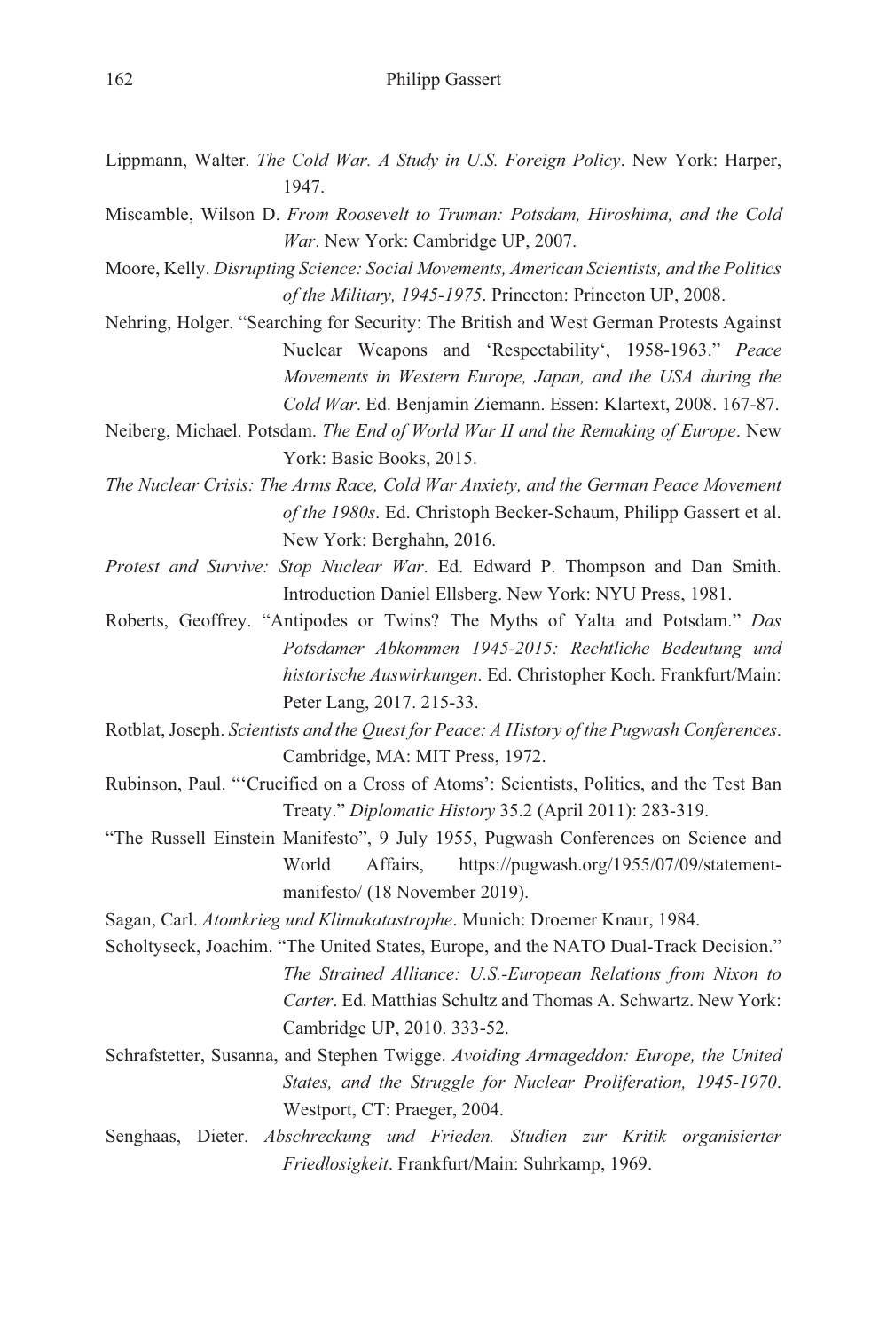Lippmann, Walter. *The Cold War. A Study in U.S. Foreign Policy*. New York: Harper, 1947.

Miscamble, Wilson D. *From Roosevelt to Truman: Potsdam, Hiroshima, and the Cold War*. New York: Cambridge UP, 2007.

Moore, Kelly. *Disrupting Science: Social Movements, American Scientists, and the Politics of the Military, 1945-1975*. Princeton: Princeton UP, 2008.

Nehring, Holger. "Searching for Security: The British and West German Protests Against Nuclear Weapons and 'Respectability', 1958-1963." *Peace Movements in Western Europe, Japan, and the USA during the Cold War*. Ed. Benjamin Ziemann. Essen: Klartext, 2008. 167-87.

Neiberg, Michael. Potsdam. *The End of World War II and the Remaking of Europe*. New York: Basic Books, 2015.

*The Nuclear Crisis: The Arms Race, Cold War Anxiety, and the German Peace Movement of the 1980s*. Ed. Christoph Becker-Schaum, Philipp Gassert et al. New York: Berghahn, 2016.

*Protest and Survive: Stop Nuclear War*. Ed. Edward P. Thompson and Dan Smith. Introduction Daniel Ellsberg. New York: NYU Press, 1981.

Roberts, Geoffrey. "Antipodes or Twins? The Myths of Yalta and Potsdam." *Das Potsdamer Abkommen 1945-2015: Rechtliche Bedeutung und historische Auswirkungen*. Ed. Christopher Koch. Frankfurt/Main: Peter Lang, 2017. 215-33.

Rotblat, Joseph. *Scientists and the Quest for Peace: A History of the Pugwash Conferences*. Cambridge, MA: MIT Press, 1972.

Rubinson, Paul. "'Crucified on a Cross of Atoms': Scientists, Politics, and the Test Ban Treaty." *Diplomatic History* 35.2 (April 2011): 283-319.

"The Russell Einstein Manifesto", 9 July 1955, Pugwash Conferences on Science and World Affairs, https://pugwash.org/1955/07/09/statement-manifesto/ (18 November 2019).

Sagan, Carl. *Atomkrieg und Klimakatastrophe*. Munich: Droemer Knaur, 1984.

Scholtyseck, Joachim. "The United States, Europe, and the NATO Dual-Track Decision." *The Strained Alliance: U.S.-European Relations from Nixon to Carter*. Ed. Matthias Schultz and Thomas A. Schwartz. New York: Cambridge UP, 2010. 333-52.

Schrafstetter, Susanna, and Stephen Twigge. *Avoiding Armageddon: Europe, the United States, and the Struggle for Nuclear Proliferation, 1945-1970*. Westport, CT: Praeger, 2004.

Senghaas, Dieter. *Abschreckung und Frieden. Studien zur Kritik organisierter Friedlosigkeit*. Frankfurt/Main: Suhrkamp, 1969.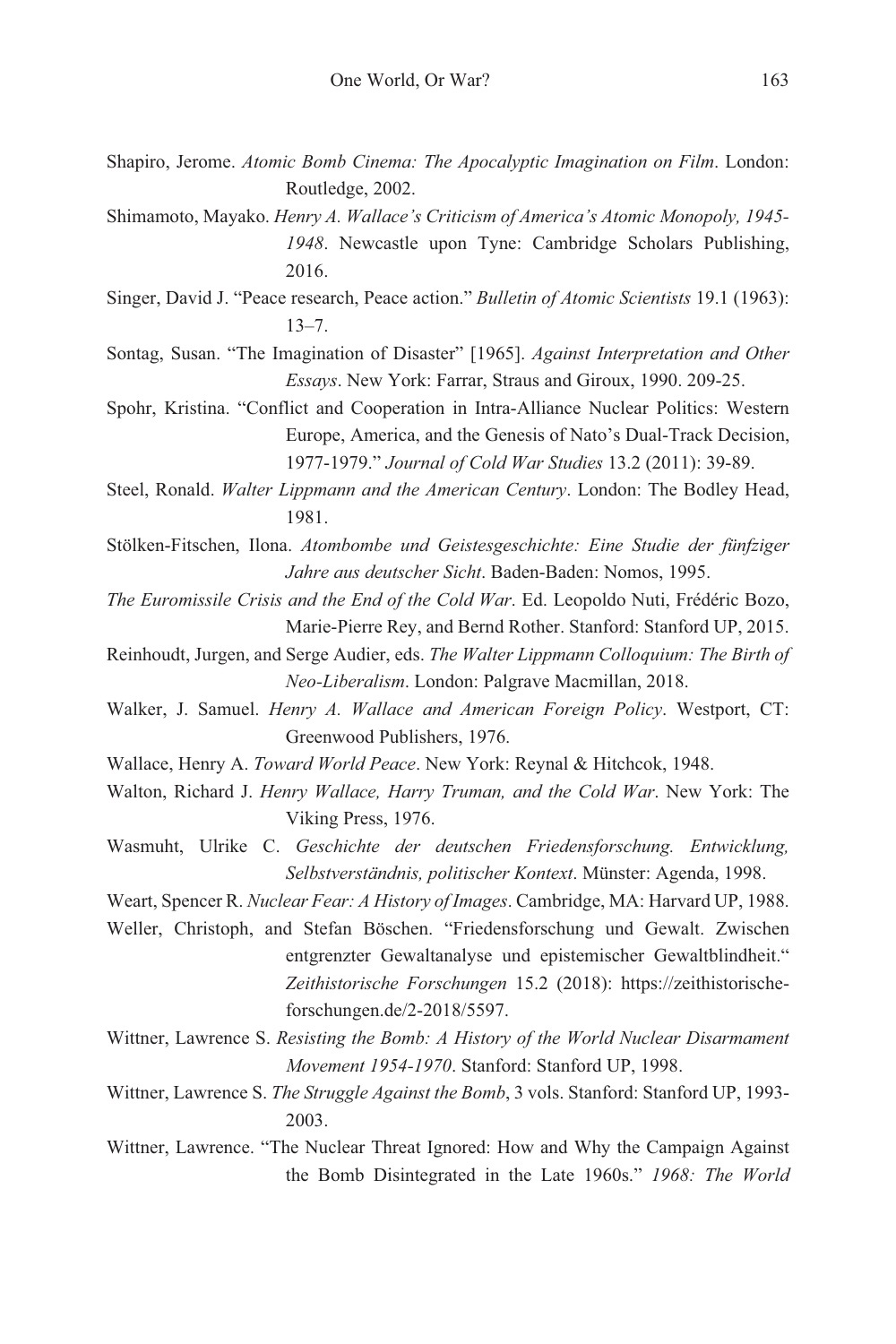Shapiro, Jerome. *Atomic Bomb Cinema: The Apocalyptic Imagination on Film*. London: Routledge, 2002.

Shimamoto, Mayako. *Henry A. Wallace's Criticism of America's Atomic Monopoly, 1945-1948*. Newcastle upon Tyne: Cambridge Scholars Publishing, 2016.

Singer, David J. "Peace research, Peace action." *Bulletin of Atomic Scientists* 19.1 (1963): 13–7.

Sontag, Susan. "The Imagination of Disaster" [1965]. *Against Interpretation and Other Essays*. New York: Farrar, Straus and Giroux, 1990. 209-25.

Spohr, Kristina. "Conflict and Cooperation in Intra-Alliance Nuclear Politics: Western Europe, America, and the Genesis of Nato's Dual-Track Decision, 1977-1979." *Journal of Cold War Studies* 13.2 (2011): 39-89.

Steel, Ronald. *Walter Lippmann and the American Century*. London: The Bodley Head, 1981.

Stölken-Fitschen, Ilona. *Atombombe und Geistesgeschichte: Eine Studie der fünfziger Jahre aus deutscher Sicht*. Baden-Baden: Nomos, 1995.

*The Euromissile Crisis and the End of the Cold War*. Ed. Leopoldo Nuti, Frédéric Bozo, Marie-Pierre Rey, and Bernd Rother. Stanford: Stanford UP, 2015.

Reinhoudt, Jurgen, and Serge Audier, eds. *The Walter Lippmann Colloquium: The Birth of Neo-Liberalism*. London: Palgrave Macmillan, 2018.

Walker, J. Samuel. *Henry A. Wallace and American Foreign Policy*. Westport, CT: Greenwood Publishers, 1976.

Wallace, Henry A. *Toward World Peace*. New York: Reynal & Hitchcok, 1948.

Walton, Richard J. *Henry Wallace, Harry Truman, and the Cold War*. New York: The Viking Press, 1976.

Wasmuht, Ulrike C. *Geschichte der deutschen Friedensforschung. Entwicklung, Selbstverständnis, politischer Kontext*. Münster: Agenda, 1998.

Weart, Spencer R. *Nuclear Fear: A History of Images*. Cambridge, MA: Harvard UP, 1988.

Weller, Christoph, and Stefan Böschen. "Friedensforschung und Gewalt. Zwischen entgrenzter Gewaltanalyse und epistemischer Gewaltblindheit." *Zeithistorische Forschungen* 15.2 (2018): https://zeithistorische-forschungen.de/2-2018/5597.

Wittner, Lawrence S. *Resisting the Bomb: A History of the World Nuclear Disarmament Movement 1954-1970*. Stanford: Stanford UP, 1998.

Wittner, Lawrence S. *The Struggle Against the Bomb*, 3 vols. Stanford: Stanford UP, 1993-2003.

Wittner, Lawrence. "The Nuclear Threat Ignored: How and Why the Campaign Against the Bomb Disintegrated in the Late 1960s." *1968: The World*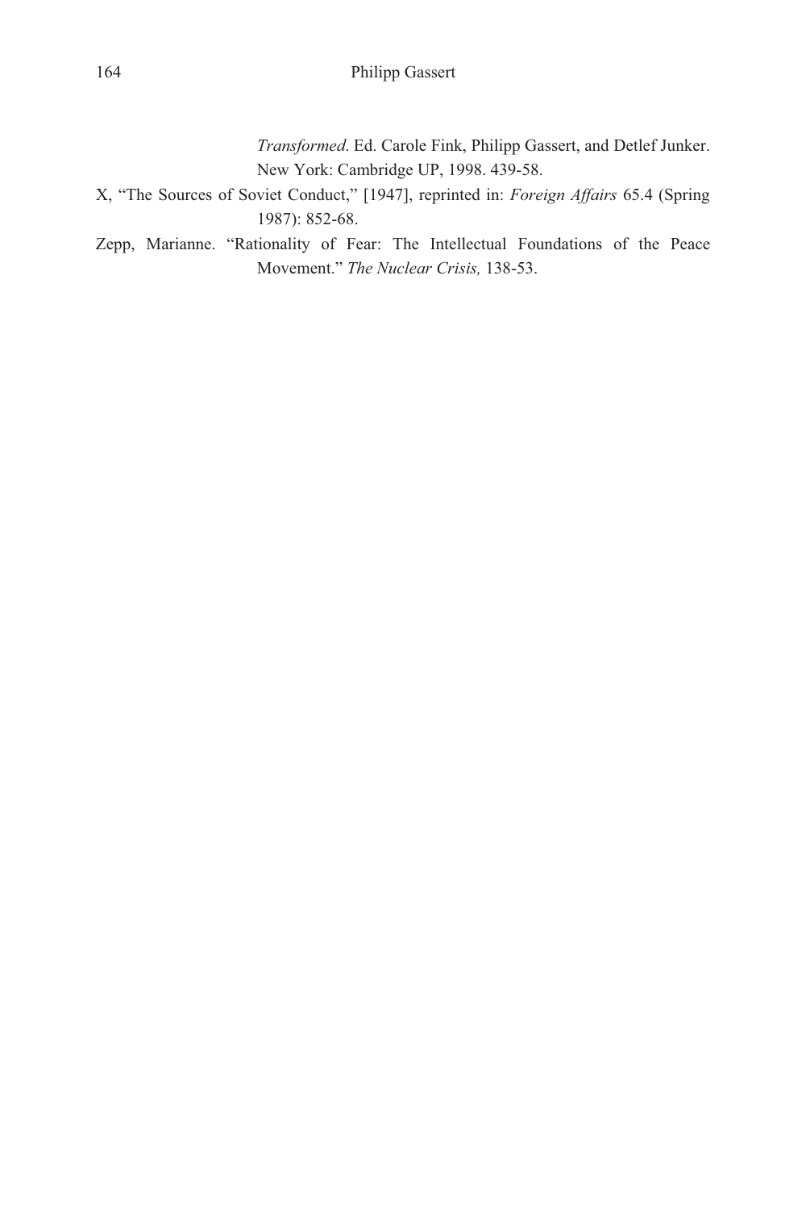*Transformed*. Ed. Carole Fink, Philipp Gassert, and Detlef Junker. New York: Cambridge UP, 1998. 439-58.

X, "The Sources of Soviet Conduct," [1947], reprinted in: *Foreign Affairs* 65.4 (Spring 1987): 852-68.

Zepp, Marianne. "Rationality of Fear: The Intellectual Foundations of the Peace Movement." *The Nuclear Crisis,* 138-53.